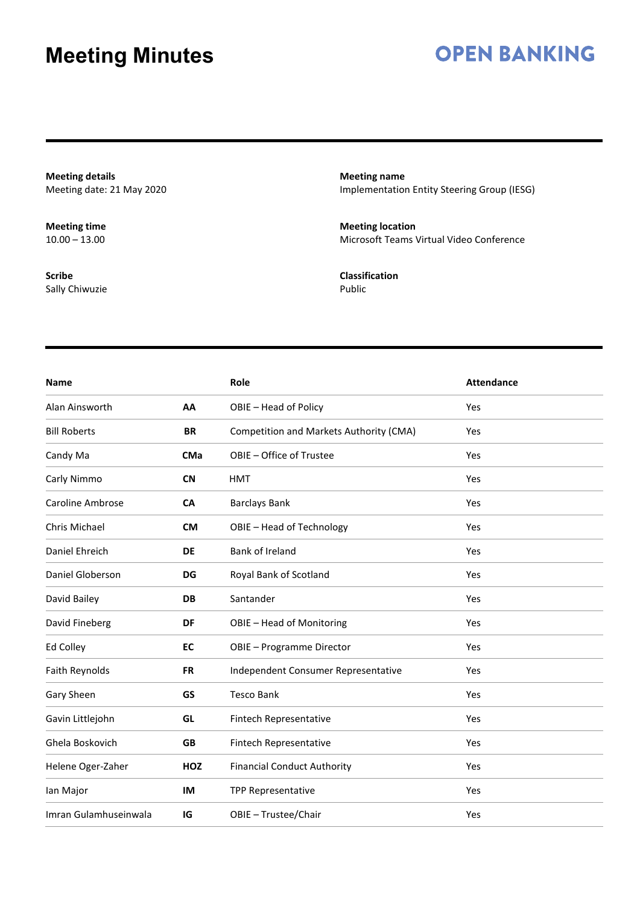# Meeting Minutes

**OPEN BANKING**

**Meeting details**
Meeting date: 21 May 2020

**Meeting name**
Implementation Entity Steering Group (IESG)

**Meeting time**
10.00 – 13.00

**Meeting location**
Microsoft Teams Virtual Video Conference

**Scribe**
Sally Chiwuzie

**Classification**
Public

| Name | | Role | Attendance |
|---|---|---|---|
| Alan Ainsworth | **AA** | OBIE – Head of Policy | Yes |
| Bill Roberts | **BR** | Competition and Markets Authority (CMA) | Yes |
| Candy Ma | **CMa** | OBIE – Office of Trustee | Yes |
| Carly Nimmo | **CN** | HMT | Yes |
| Caroline Ambrose | **CA** | Barclays Bank | Yes |
| Chris Michael | **CM** | OBIE – Head of Technology | Yes |
| Daniel Ehreich | **DE** | Bank of Ireland | Yes |
| Daniel Globerson | **DG** | Royal Bank of Scotland | Yes |
| David Bailey | **DB** | Santander | Yes |
| David Fineberg | **DF** | OBIE – Head of Monitoring | Yes |
| Ed Colley | **EC** | OBIE – Programme Director | Yes |
| Faith Reynolds | **FR** | Independent Consumer Representative | Yes |
| Gary Sheen | **GS** | Tesco Bank | Yes |
| Gavin Littlejohn | **GL** | Fintech Representative | Yes |
| Ghela Boskovich | **GB** | Fintech Representative | Yes |
| Helene Oger-Zaher | **HOZ** | Financial Conduct Authority | Yes |
| Ian Major | **IM** | TPP Representative | Yes |
| Imran Gulamhuseinwala | **IG** | OBIE – Trustee/Chair | Yes |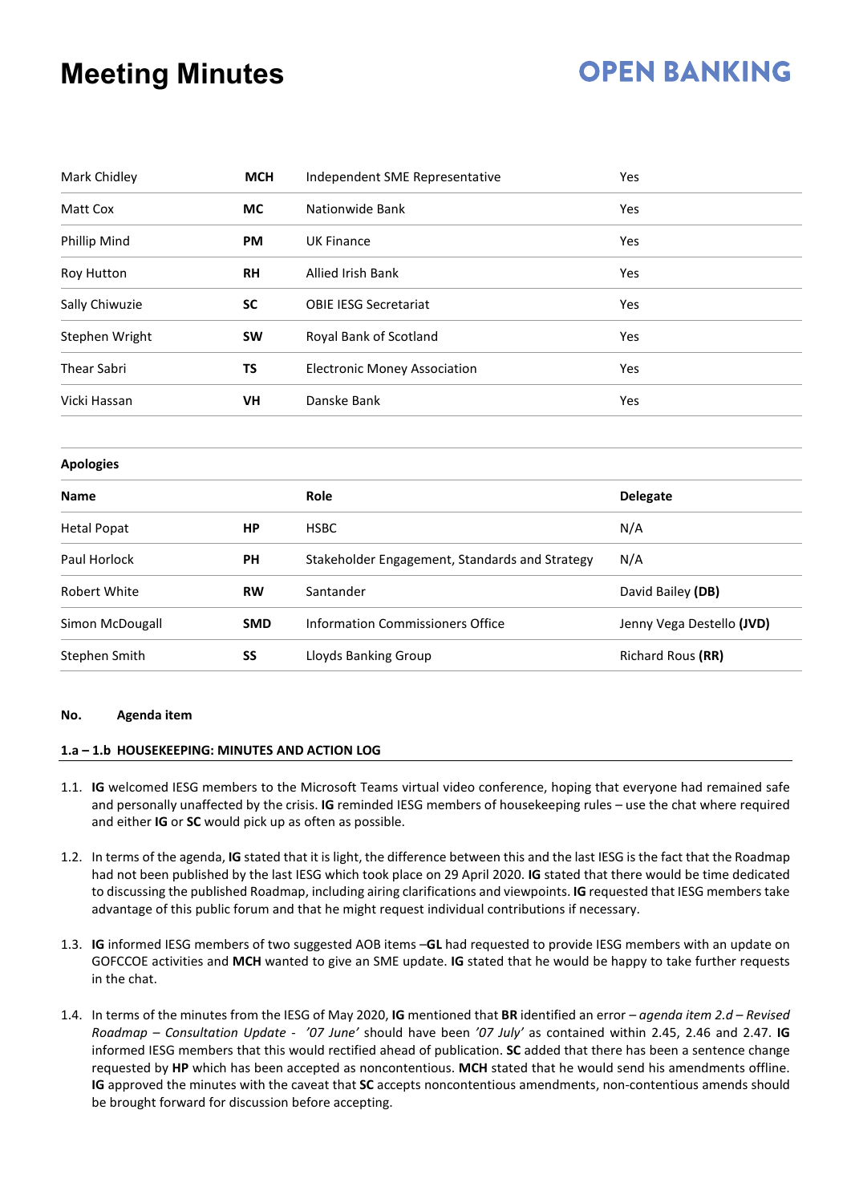# Meeting Minutes

| | | | |
|---|---|---|---|
| Mark Chidley | **MCH** | Independent SME Representative | Yes |
| Matt Cox | **MC** | Nationwide Bank | Yes |
| Phillip Mind | **PM** | UK Finance | Yes |
| Roy Hutton | **RH** | Allied Irish Bank | Yes |
| Sally Chiwuzie | **SC** | OBIE IESG Secretariat | Yes |
| Stephen Wright | **SW** | Royal Bank of Scotland | Yes |
| Thear Sabri | **TS** | Electronic Money Association | Yes |
| Vicki Hassan | **VH** | Danske Bank | Yes |

**Apologies**

| **Name** | | **Role** | **Delegate** |
|---|---|---|---|
| Hetal Popat | **HP** | HSBC | N/A |
| Paul Horlock | **PH** | Stakeholder Engagement, Standards and Strategy | N/A |
| Robert White | **RW** | Santander | David Bailey **(DB)** |
| Simon McDougall | **SMD** | Information Commissioners Office | Jenny Vega Destello **(JVD)** |
| Stephen Smith | **SS** | Lloyds Banking Group | Richard Rous **(RR)** |

**No. Agenda item**

**1.a – 1.b HOUSEKEEPING: MINUTES AND ACTION LOG**

1.1. **IG** welcomed IESG members to the Microsoft Teams virtual video conference, hoping that everyone had remained safe and personally unaffected by the crisis. **IG** reminded IESG members of housekeeping rules – use the chat where required and either **IG** or **SC** would pick up as often as possible.

1.2. In terms of the agenda, **IG** stated that it is light, the difference between this and the last IESG is the fact that the Roadmap had not been published by the last IESG which took place on 29 April 2020. **IG** stated that there would be time dedicated to discussing the published Roadmap, including airing clarifications and viewpoints. **IG** requested that IESG members take advantage of this public forum and that he might request individual contributions if necessary.

1.3. **IG** informed IESG members of two suggested AOB items –**GL** had requested to provide IESG members with an update on GOFCCOE activities and **MCH** wanted to give an SME update. **IG** stated that he would be happy to take further requests in the chat.

1.4. In terms of the minutes from the IESG of May 2020, **IG** mentioned that **BR** identified an error – *agenda item 2.d – Revised Roadmap – Consultation Update - '07 June'* should have been *'07 July'* as contained within 2.45, 2.46 and 2.47. **IG** informed IESG members that this would rectified ahead of publication. **SC** added that there has been a sentence change requested by **HP** which has been accepted as noncontentious. **MCH** stated that he would send his amendments offline. **IG** approved the minutes with the caveat that **SC** accepts noncontentious amendments, non-contentious amends should be brought forward for discussion before accepting.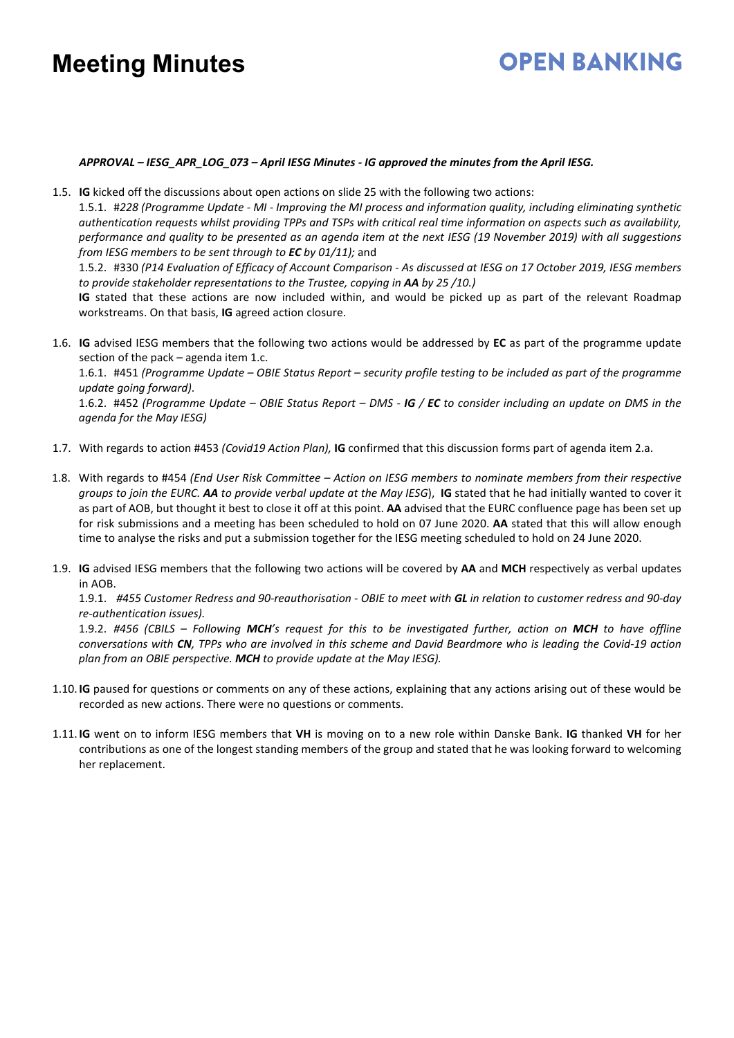***APPROVAL – IESG_APR_LOG_073 – April IESG Minutes - IG approved the minutes from the April IESG.***

1.5. **IG** kicked off the discussions about open actions on slide 25 with the following two actions:

   1.5.1. *#228 (Programme Update - MI - Improving the MI process and information quality, including eliminating synthetic authentication requests whilst providing TPPs and TSPs with critical real time information on aspects such as availability, performance and quality to be presented as an agenda item at the next IESG (19 November 2019) with all suggestions from IESG members to be sent through to **EC** by 01/11);* and

   1.5.2. #330 *(P14 Evaluation of Efficacy of Account Comparison - As discussed at IESG on 17 October 2019, IESG members to provide stakeholder representations to the Trustee, copying in **AA** by 25 /10.)*

   **IG** stated that these actions are now included within, and would be picked up as part of the relevant Roadmap workstreams. On that basis, **IG** agreed action closure.

1.6. **IG** advised IESG members that the following two actions would be addressed by **EC** as part of the programme update section of the pack – agenda item 1.c.

   1.6.1. #451 *(Programme Update – OBIE Status Report – security profile testing to be included as part of the programme update going forward)*.

   1.6.2. #452 *(Programme Update – OBIE Status Report – DMS - **IG** / **EC** to consider including an update on DMS in the agenda for the May IESG)*

1.7. With regards to action #453 *(Covid19 Action Plan),* **IG** confirmed that this discussion forms part of agenda item 2.a.

1.8. With regards to #454 *(End User Risk Committee – Action on IESG members to nominate members from their respective groups to join the EURC. **AA** to provide verbal update at the May IESG*), **IG** stated that he had initially wanted to cover it as part of AOB, but thought it best to close it off at this point. **AA** advised that the EURC confluence page has been set up for risk submissions and a meeting has been scheduled to hold on 07 June 2020. **AA** stated that this will allow enough time to analyse the risks and put a submission together for the IESG meeting scheduled to hold on 24 June 2020.

1.9. **IG** advised IESG members that the following two actions will be covered by **AA** and **MCH** respectively as verbal updates in AOB.

   1.9.1. *#455 Customer Redress and 90-reauthorisation - OBIE to meet with **GL** in relation to customer redress and 90-day re-authentication issues).*

   1.9.2. *#456 (CBILS – Following **MCH**'s request for this to be investigated further, action on **MCH** to have offline conversations with **CN**, TPPs who are involved in this scheme and David Beardmore who is leading the Covid-19 action plan from an OBIE perspective. **MCH** to provide update at the May IESG).*

1.10. **IG** paused for questions or comments on any of these actions, explaining that any actions arising out of these would be recorded as new actions. There were no questions or comments.

1.11. **IG** went on to inform IESG members that **VH** is moving on to a new role within Danske Bank. **IG** thanked **VH** for her contributions as one of the longest standing members of the group and stated that he was looking forward to welcoming her replacement.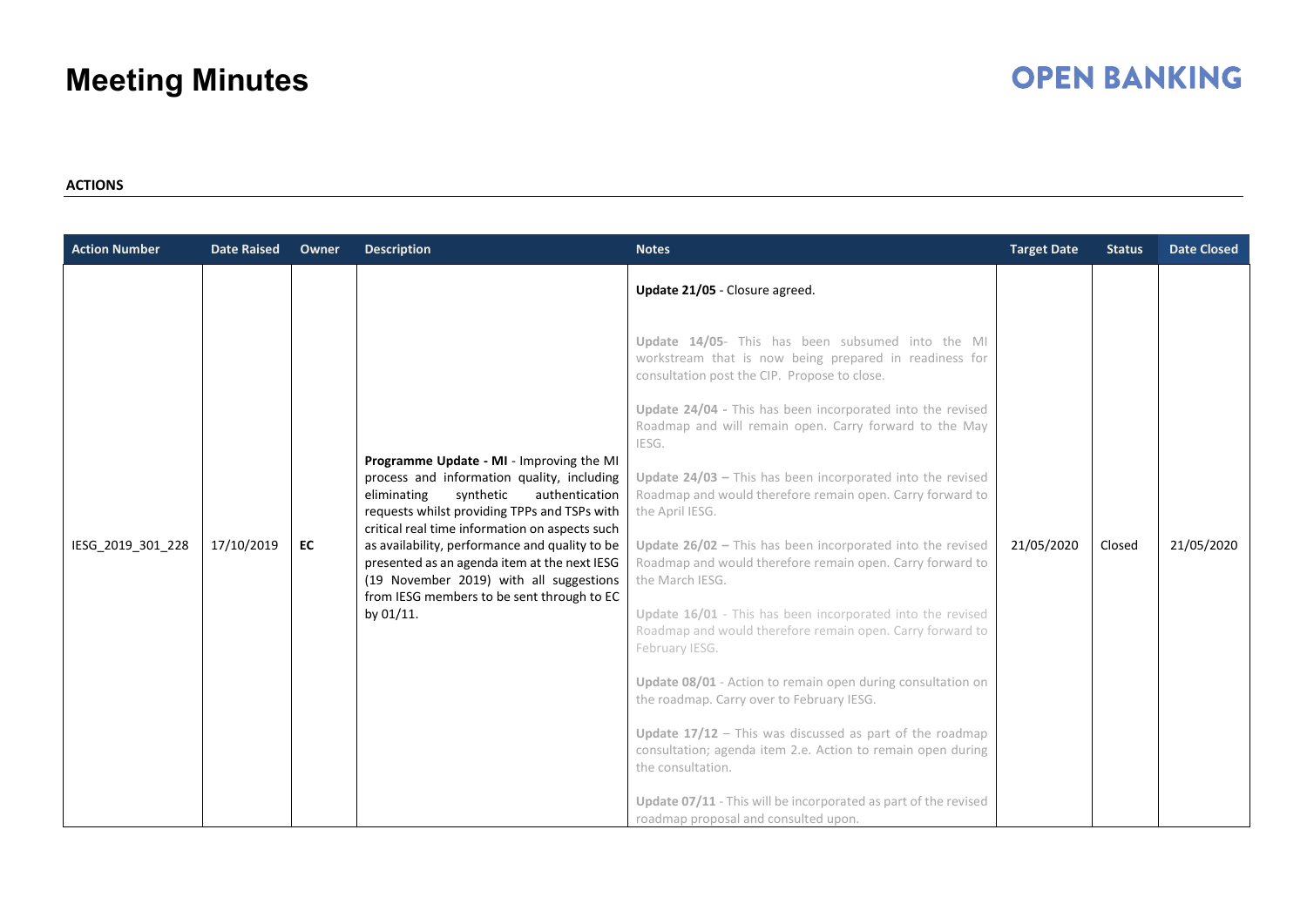# Meeting Minutes

**ACTIONS**

| Action Number | Date Raised | Owner | Description | Notes | Target Date | Status | Date Closed |
|---|---|---|---|---|---|---|---|
| IESG_2019_301_228 | 17/10/2019 | **EC** | **Programme Update - MI** - Improving the MI process and information quality, including eliminating synthetic authentication requests whilst providing TPPs and TSPs with critical real time information on aspects such as availability, performance and quality to be presented as an agenda item at the next IESG (19 November 2019) with all suggestions from IESG members to be sent through to EC by 01/11. | **Update 21/05** - Closure agreed.<br><br>**Update 14/05**- This has been subsumed into the MI workstream that is now being prepared in readiness for consultation post the CIP. Propose to close.<br><br>**Update 24/04 -** This has been incorporated into the revised Roadmap and will remain open. Carry forward to the May IESG.<br><br>**Update 24/03 –** This has been incorporated into the revised Roadmap and would therefore remain open. Carry forward to the April IESG.<br><br>**Update 26/02 –** This has been incorporated into the revised Roadmap and would therefore remain open. Carry forward to the March IESG.<br><br>**Update 16/01** - This has been incorporated into the revised Roadmap and would therefore remain open. Carry forward to February IESG.<br><br>**Update 08/01** - Action to remain open during consultation on the roadmap. Carry over to February IESG.<br><br>**Update 17/12** – This was discussed as part of the roadmap consultation; agenda item 2.e. Action to remain open during the consultation.<br><br>**Update 07/11** - This will be incorporated as part of the revised roadmap proposal and consulted upon. | 21/05/2020 | Closed | 21/05/2020 |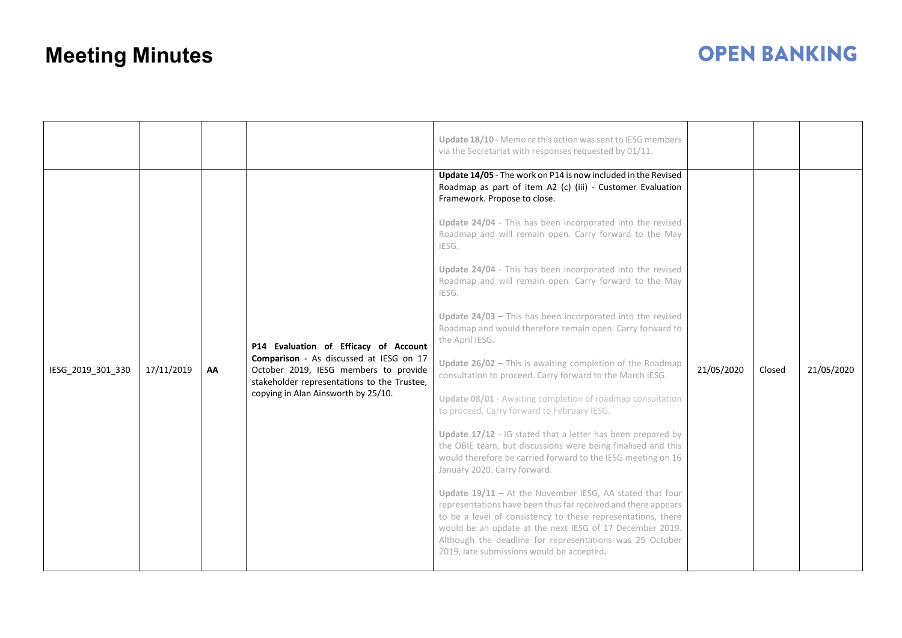| | | | | | | | |
|---|---|---|---|---|---|---|---|
| | | | | Update 18/10 - Memo re this action was sent to IESG members via the Secretariat with responses requested by 01/11. | | | |
| IESG_2019_301_330 | 17/11/2019 | **AA** | **P14 Evaluation of Efficacy of Account Comparison** - As discussed at IESG on 17 October 2019, IESG members to provide stakeholder representations to the Trustee, copying in Alan Ainsworth by 25/10. | **Update 14/05** - The work on P14 is now included in the Revised Roadmap as part of item A2 (c) (iii) - Customer Evaluation Framework. Propose to close.<br><br>**Update 24/04** - This has been incorporated into the revised Roadmap and will remain open. Carry forward to the May IESG.<br><br>**Update 24/04** - This has been incorporated into the revised Roadmap and will remain open. Carry forward to the May IESG.<br><br>**Update 24/03 –** This has been incorporated into the revised Roadmap and would therefore remain open. Carry forward to the April IESG.<br><br>**Update 26/02 –** This is awaiting completion of the Roadmap consultation to proceed. Carry forward to the March IESG.<br><br>**Update 08/01** - Awaiting completion of roadmap consultation to proceed. Carry forward to February IESG.<br><br>**Update 17/12** - IG stated that a letter has been prepared by the OBIE team, but discussions were being finalised and this would therefore be carried forward to the IESG meeting on 16 January 2020. Carry forward.<br><br>**Update 19/11** – At the November IESG, AA stated that four representations have been thus far received and there appears to be a level of consistency to these representations, there would be an update at the next IESG of 17 December 2019. Although the deadline for representations was 25 October 2019, late submissions would be accepted. | 21/05/2020 | Closed | 21/05/2020 |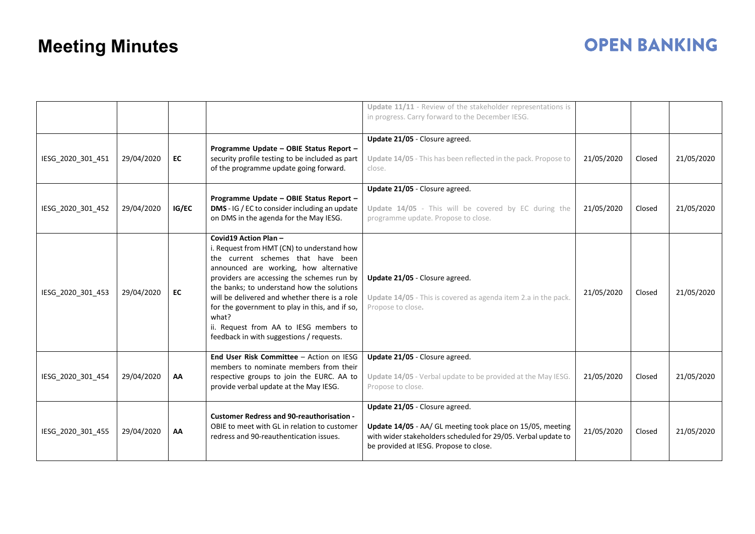# Meeting Minutes

| | | | | | | | |
|---|---|---|---|---|---|---|---|
| | | | | Update 11/11 - Review of the stakeholder representations is in progress. Carry forward to the December IESG. | | | |
| IESG_2020_301_451 | 29/04/2020 | **EC** | **Programme Update – OBIE Status Report –** security profile testing to be included as part of the programme update going forward. | **Update 21/05** - Closure agreed.<br><br>Update 14/05 - This has been reflected in the pack. Propose to close. | 21/05/2020 | Closed | 21/05/2020 |
| IESG_2020_301_452 | 29/04/2020 | **IG/EC** | **Programme Update – OBIE Status Report – DMS** - IG / EC to consider including an update on DMS in the agenda for the May IESG. | **Update 21/05** - Closure agreed.<br><br>Update 14/05 - This will be covered by EC during the programme update. Propose to close. | 21/05/2020 | Closed | 21/05/2020 |
| IESG_2020_301_453 | 29/04/2020 | **EC** | **Covid19 Action Plan –**<br>i. Request from HMT (CN) to understand how the current schemes that have been announced are working, how alternative providers are accessing the schemes run by the banks; to understand how the solutions will be delivered and whether there is a role for the government to play in this, and if so, what?<br>ii. Request from AA to IESG members to feedback in with suggestions / requests. | **Update 21/05** - Closure agreed.<br><br>Update 14/05 - This is covered as agenda item 2.a in the pack. Propose to close. | 21/05/2020 | Closed | 21/05/2020 |
| IESG_2020_301_454 | 29/04/2020 | **AA** | **End User Risk Committee** – Action on IESG members to nominate members from their respective groups to join the EURC. AA to provide verbal update at the May IESG. | **Update 21/05** - Closure agreed.<br><br>Update 14/05 - Verbal update to be provided at the May IESG. Propose to close. | 21/05/2020 | Closed | 21/05/2020 |
| IESG_2020_301_455 | 29/04/2020 | **AA** | **Customer Redress and 90-reauthorisation -** OBIE to meet with GL in relation to customer redress and 90-reauthentication issues. | **Update 21/05** - Closure agreed.<br><br>**Update 14/05** - AA/ GL meeting took place on 15/05, meeting with wider stakeholders scheduled for 29/05. Verbal update to be provided at IESG. Propose to close. | 21/05/2020 | Closed | 21/05/2020 |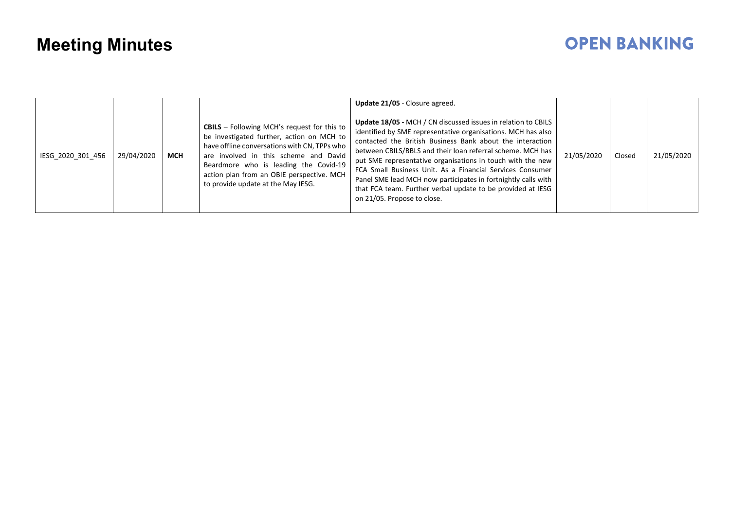# Meeting Minutes

| | | | | | | | |
|---|---|---|---|---|---|---|---|
| IESG_2020_301_456 | 29/04/2020 | **MCH** | **CBILS** – Following MCH's request for this to be investigated further, action on MCH to have offline conversations with CN, TPPs who are involved in this scheme and David Beardmore who is leading the Covid-19 action plan from an OBIE perspective. MCH to provide update at the May IESG. | **Update 21/05** - Closure agreed.<br><br>**Update 18/05 -** MCH / CN discussed issues in relation to CBILS identified by SME representative organisations. MCH has also contacted the British Business Bank about the interaction between CBILS/BBLS and their loan referral scheme. MCH has put SME representative organisations in touch with the new FCA Small Business Unit. As a Financial Services Consumer Panel SME lead MCH now participates in fortnightly calls with that FCA team. Further verbal update to be provided at IESG on 21/05. Propose to close. | 21/05/2020 | Closed | 21/05/2020 |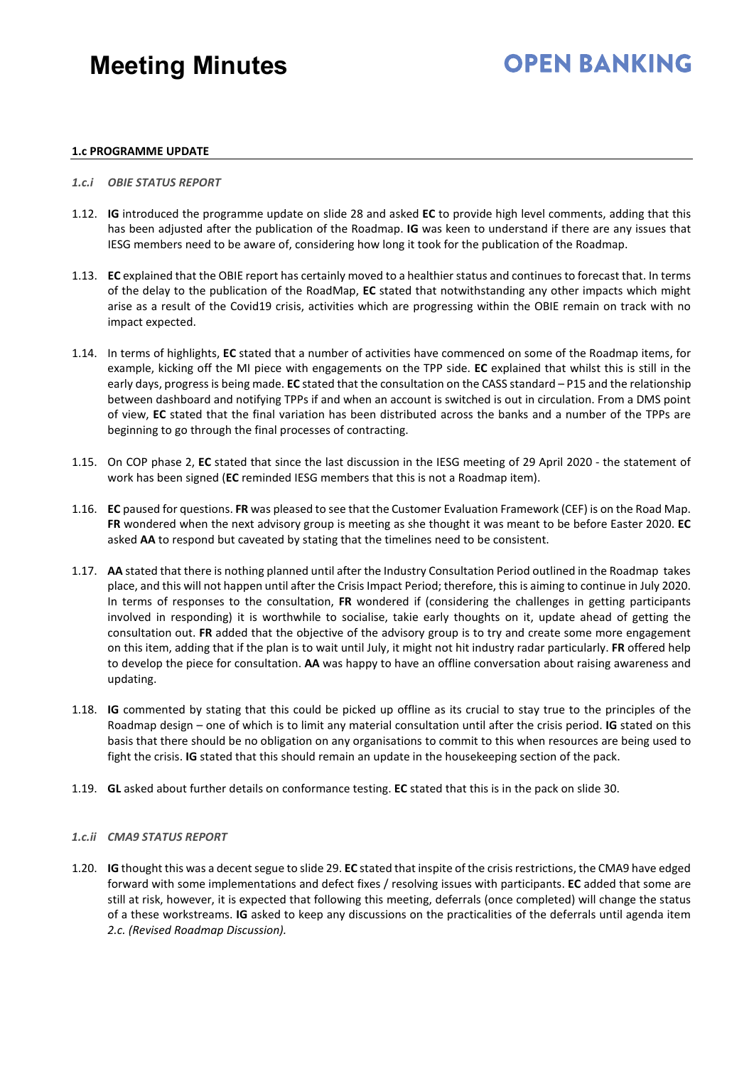**1.c PROGRAMME UPDATE**

*1.c.i OBIE STATUS REPORT*

1.12. **IG** introduced the programme update on slide 28 and asked **EC** to provide high level comments, adding that this has been adjusted after the publication of the Roadmap. **IG** was keen to understand if there are any issues that IESG members need to be aware of, considering how long it took for the publication of the Roadmap.

1.13. **EC** explained that the OBIE report has certainly moved to a healthier status and continues to forecast that. In terms of the delay to the publication of the RoadMap, **EC** stated that notwithstanding any other impacts which might arise as a result of the Covid19 crisis, activities which are progressing within the OBIE remain on track with no impact expected.

1.14. In terms of highlights, **EC** stated that a number of activities have commenced on some of the Roadmap items, for example, kicking off the MI piece with engagements on the TPP side. **EC** explained that whilst this is still in the early days, progress is being made. **EC** stated that the consultation on the CASS standard – P15 and the relationship between dashboard and notifying TPPs if and when an account is switched is out in circulation. From a DMS point of view, **EC** stated that the final variation has been distributed across the banks and a number of the TPPs are beginning to go through the final processes of contracting.

1.15. On COP phase 2, **EC** stated that since the last discussion in the IESG meeting of 29 April 2020 - the statement of work has been signed (**EC** reminded IESG members that this is not a Roadmap item).

1.16. **EC** paused for questions. **FR** was pleased to see that the Customer Evaluation Framework (CEF) is on the Road Map. **FR** wondered when the next advisory group is meeting as she thought it was meant to be before Easter 2020. **EC** asked **AA** to respond but caveated by stating that the timelines need to be consistent.

1.17. **AA** stated that there is nothing planned until after the Industry Consultation Period outlined in the Roadmap takes place, and this will not happen until after the Crisis Impact Period; therefore, this is aiming to continue in July 2020. In terms of responses to the consultation, **FR** wondered if (considering the challenges in getting participants involved in responding) it is worthwhile to socialise, takie early thoughts on it, update ahead of getting the consultation out. **FR** added that the objective of the advisory group is to try and create some more engagement on this item, adding that if the plan is to wait until July, it might not hit industry radar particularly. **FR** offered help to develop the piece for consultation. **AA** was happy to have an offline conversation about raising awareness and updating.

1.18. **IG** commented by stating that this could be picked up offline as its crucial to stay true to the principles of the Roadmap design – one of which is to limit any material consultation until after the crisis period. **IG** stated on this basis that there should be no obligation on any organisations to commit to this when resources are being used to fight the crisis. **IG** stated that this should remain an update in the housekeeping section of the pack.

1.19. **GL** asked about further details on conformance testing. **EC** stated that this is in the pack on slide 30.

*1.c.ii CMA9 STATUS REPORT*

1.20. **IG** thought this was a decent segue to slide 29. **EC** stated that inspite of the crisis restrictions, the CMA9 have edged forward with some implementations and defect fixes / resolving issues with participants. **EC** added that some are still at risk, however, it is expected that following this meeting, deferrals (once completed) will change the status of a these workstreams. **IG** asked to keep any discussions on the practicalities of the deferrals until agenda item *2.c. (Revised Roadmap Discussion).*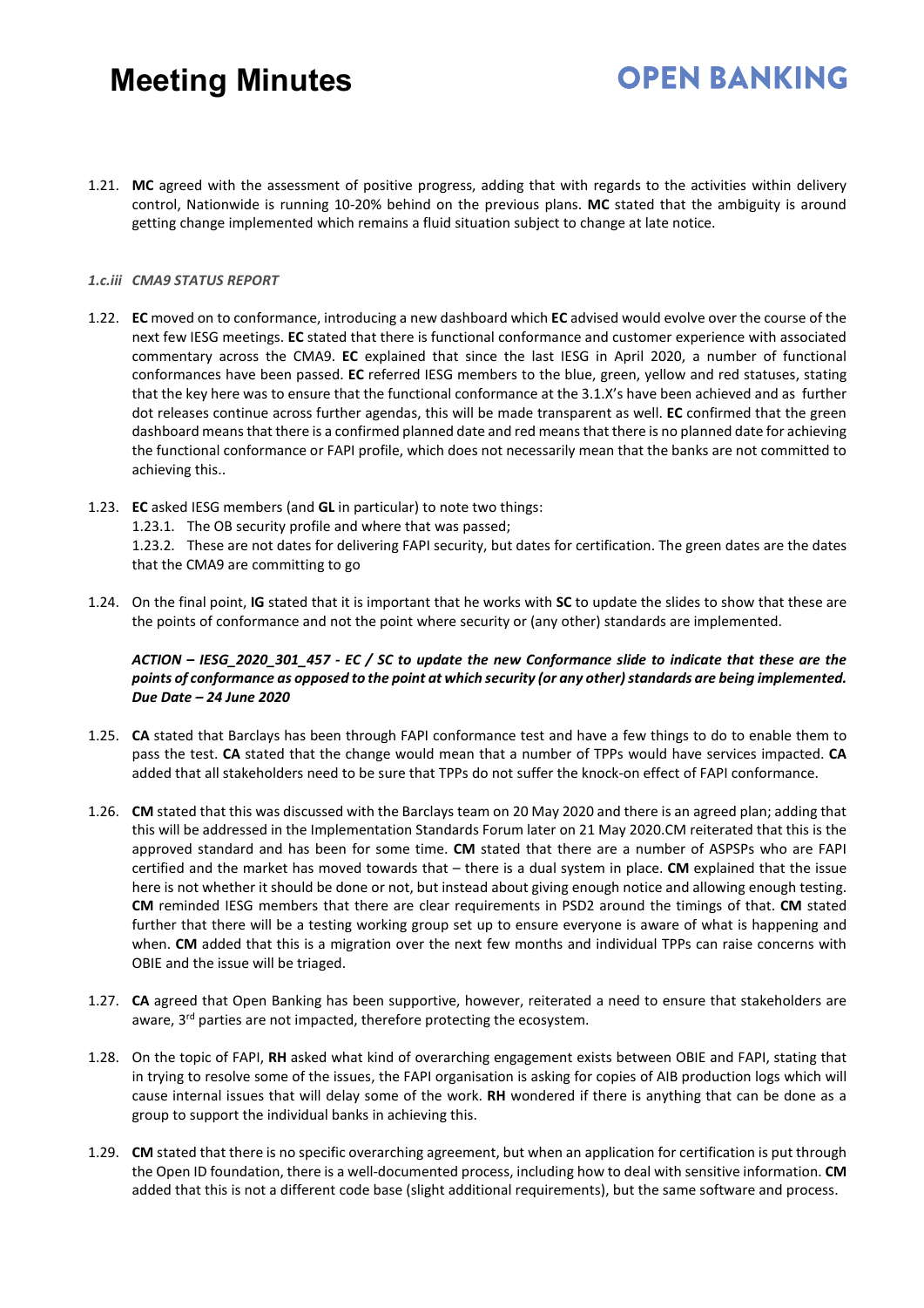1.21. **MC** agreed with the assessment of positive progress, adding that with regards to the activities within delivery control, Nationwide is running 10-20% behind on the previous plans. **MC** stated that the ambiguity is around getting change implemented which remains a fluid situation subject to change at late notice.

### *1.c.iii CMA9 STATUS REPORT*

1.22. **EC** moved on to conformance, introducing a new dashboard which **EC** advised would evolve over the course of the next few IESG meetings. **EC** stated that there is functional conformance and customer experience with associated commentary across the CMA9. **EC** explained that since the last IESG in April 2020, a number of functional conformances have been passed. **EC** referred IESG members to the blue, green, yellow and red statuses, stating that the key here was to ensure that the functional conformance at the 3.1.X's have been achieved and as further dot releases continue across further agendas, this will be made transparent as well. **EC** confirmed that the green dashboard means that there is a confirmed planned date and red means that there is no planned date for achieving the functional conformance or FAPI profile, which does not necessarily mean that the banks are not committed to achieving this..

1.23. **EC** asked IESG members (and **GL** in particular) to note two things:
   1.23.1. The OB security profile and where that was passed;
   1.23.2. These are not dates for delivering FAPI security, but dates for certification. The green dates are the dates that the CMA9 are committing to go

1.24. On the final point, **IG** stated that it is important that he works with **SC** to update the slides to show that these are the points of conformance and not the point where security or (any other) standards are implemented.

***ACTION – IESG_2020_301_457 - EC / SC to update the new Conformance slide to indicate that these are the points of conformance as opposed to the point at which security (or any other) standards are being implemented. Due Date – 24 June 2020***

1.25. **CA** stated that Barclays has been through FAPI conformance test and have a few things to do to enable them to pass the test. **CA** stated that the change would mean that a number of TPPs would have services impacted. **CA** added that all stakeholders need to be sure that TPPs do not suffer the knock-on effect of FAPI conformance.

1.26. **CM** stated that this was discussed with the Barclays team on 20 May 2020 and there is an agreed plan; adding that this will be addressed in the Implementation Standards Forum later on 21 May 2020.CM reiterated that this is the approved standard and has been for some time. **CM** stated that there are a number of ASPSPs who are FAPI certified and the market has moved towards that – there is a dual system in place. **CM** explained that the issue here is not whether it should be done or not, but instead about giving enough notice and allowing enough testing. **CM** reminded IESG members that there are clear requirements in PSD2 around the timings of that. **CM** stated further that there will be a testing working group set up to ensure everyone is aware of what is happening and when. **CM** added that this is a migration over the next few months and individual TPPs can raise concerns with OBIE and the issue will be triaged.

1.27. **CA** agreed that Open Banking has been supportive, however, reiterated a need to ensure that stakeholders are aware, 3rd parties are not impacted, therefore protecting the ecosystem.

1.28. On the topic of FAPI, **RH** asked what kind of overarching engagement exists between OBIE and FAPI, stating that in trying to resolve some of the issues, the FAPI organisation is asking for copies of AIB production logs which will cause internal issues that will delay some of the work. **RH** wondered if there is anything that can be done as a group to support the individual banks in achieving this.

1.29. **CM** stated that there is no specific overarching agreement, but when an application for certification is put through the Open ID foundation, there is a well-documented process, including how to deal with sensitive information. **CM** added that this is not a different code base (slight additional requirements), but the same software and process.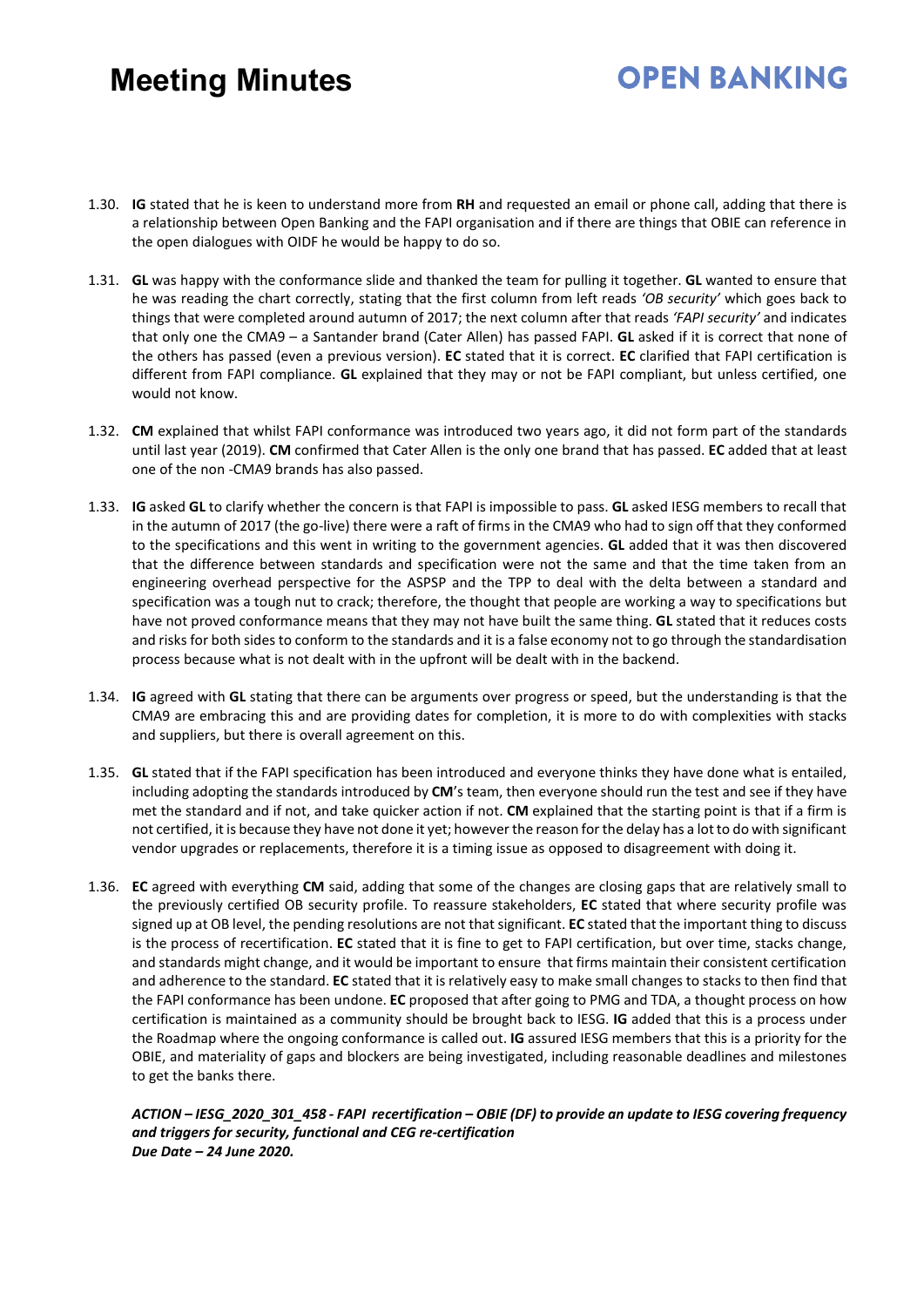1.30. **IG** stated that he is keen to understand more from **RH** and requested an email or phone call, adding that there is a relationship between Open Banking and the FAPI organisation and if there are things that OBIE can reference in the open dialogues with OIDF he would be happy to do so.

1.31. **GL** was happy with the conformance slide and thanked the team for pulling it together. **GL** wanted to ensure that he was reading the chart correctly, stating that the first column from left reads *'OB security'* which goes back to things that were completed around autumn of 2017; the next column after that reads *'FAPI security'* and indicates that only one the CMA9 – a Santander brand (Cater Allen) has passed FAPI. **GL** asked if it is correct that none of the others has passed (even a previous version). **EC** stated that it is correct. **EC** clarified that FAPI certification is different from FAPI compliance. **GL** explained that they may or not be FAPI compliant, but unless certified, one would not know.

1.32. **CM** explained that whilst FAPI conformance was introduced two years ago, it did not form part of the standards until last year (2019). **CM** confirmed that Cater Allen is the only one brand that has passed. **EC** added that at least one of the non -CMA9 brands has also passed.

1.33. **IG** asked **GL** to clarify whether the concern is that FAPI is impossible to pass. **GL** asked IESG members to recall that in the autumn of 2017 (the go-live) there were a raft of firms in the CMA9 who had to sign off that they conformed to the specifications and this went in writing to the government agencies. **GL** added that it was then discovered that the difference between standards and specification were not the same and that the time taken from an engineering overhead perspective for the ASPSP and the TPP to deal with the delta between a standard and specification was a tough nut to crack; therefore, the thought that people are working a way to specifications but have not proved conformance means that they may not have built the same thing. **GL** stated that it reduces costs and risks for both sides to conform to the standards and it is a false economy not to go through the standardisation process because what is not dealt with in the upfront will be dealt with in the backend.

1.34. **IG** agreed with **GL** stating that there can be arguments over progress or speed, but the understanding is that the CMA9 are embracing this and are providing dates for completion, it is more to do with complexities with stacks and suppliers, but there is overall agreement on this.

1.35. **GL** stated that if the FAPI specification has been introduced and everyone thinks they have done what is entailed, including adopting the standards introduced by **CM**'s team, then everyone should run the test and see if they have met the standard and if not, and take quicker action if not. **CM** explained that the starting point is that if a firm is not certified, it is because they have not done it yet; however the reason for the delay has a lot to do with significant vendor upgrades or replacements, therefore it is a timing issue as opposed to disagreement with doing it.

1.36. **EC** agreed with everything **CM** said, adding that some of the changes are closing gaps that are relatively small to the previously certified OB security profile. To reassure stakeholders, **EC** stated that where security profile was signed up at OB level, the pending resolutions are not that significant. **EC** stated that the important thing to discuss is the process of recertification. **EC** stated that it is fine to get to FAPI certification, but over time, stacks change, and standards might change, and it would be important to ensure that firms maintain their consistent certification and adherence to the standard. **EC** stated that it is relatively easy to make small changes to stacks to then find that the FAPI conformance has been undone. **EC** proposed that after going to PMG and TDA, a thought process on how certification is maintained as a community should be brought back to IESG. **IG** added that this is a process under the Roadmap where the ongoing conformance is called out. **IG** assured IESG members that this is a priority for the OBIE, and materiality of gaps and blockers are being investigated, including reasonable deadlines and milestones to get the banks there.

***ACTION – IESG_2020_301_458 - FAPI recertification – OBIE (DF) to provide an update to IESG covering frequency and triggers for security, functional and CEG re-certification***
***Due Date – 24 June 2020.***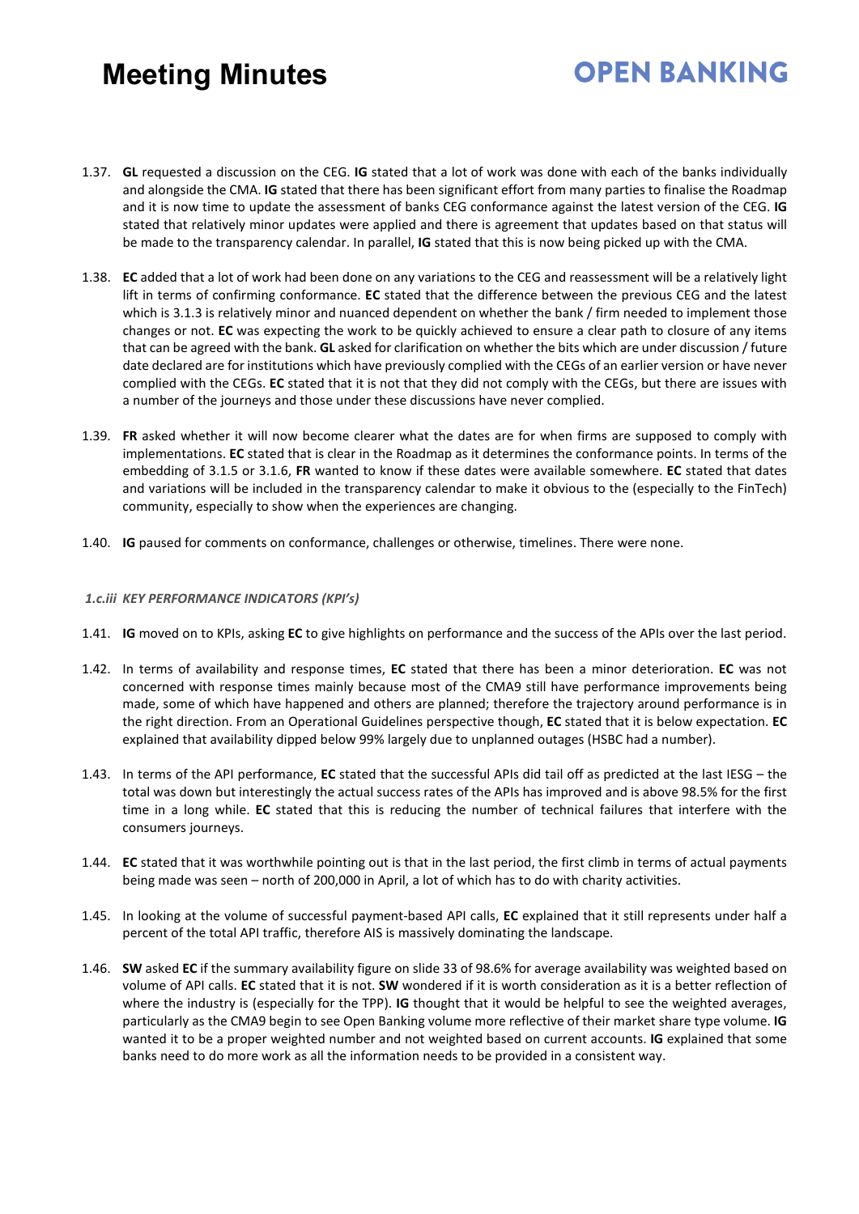1.37. **GL** requested a discussion on the CEG. **IG** stated that a lot of work was done with each of the banks individually and alongside the CMA. **IG** stated that there has been significant effort from many parties to finalise the Roadmap and it is now time to update the assessment of banks CEG conformance against the latest version of the CEG. **IG** stated that relatively minor updates were applied and there is agreement that updates based on that status will be made to the transparency calendar. In parallel, **IG** stated that this is now being picked up with the CMA.

1.38. **EC** added that a lot of work had been done on any variations to the CEG and reassessment will be a relatively light lift in terms of confirming conformance. **EC** stated that the difference between the previous CEG and the latest which is 3.1.3 is relatively minor and nuanced dependent on whether the bank / firm needed to implement those changes or not. **EC** was expecting the work to be quickly achieved to ensure a clear path to closure of any items that can be agreed with the bank. **GL** asked for clarification on whether the bits which are under discussion / future date declared are for institutions which have previously complied with the CEGs of an earlier version or have never complied with the CEGs. **EC** stated that it is not that they did not comply with the CEGs, but there are issues with a number of the journeys and those under these discussions have never complied.

1.39. **FR** asked whether it will now become clearer what the dates are for when firms are supposed to comply with implementations. **EC** stated that is clear in the Roadmap as it determines the conformance points. In terms of the embedding of 3.1.5 or 3.1.6, **FR** wanted to know if these dates were available somewhere. **EC** stated that dates and variations will be included in the transparency calendar to make it obvious to the (especially to the FinTech) community, especially to show when the experiences are changing.

1.40. **IG** paused for comments on conformance, challenges or otherwise, timelines. There were none.

### *1.c.iii KEY PERFORMANCE INDICATORS (KPI's)*

1.41. **IG** moved on to KPIs, asking **EC** to give highlights on performance and the success of the APIs over the last period.

1.42. In terms of availability and response times, **EC** stated that there has been a minor deterioration. **EC** was not concerned with response times mainly because most of the CMA9 still have performance improvements being made, some of which have happened and others are planned; therefore the trajectory around performance is in the right direction. From an Operational Guidelines perspective though, **EC** stated that it is below expectation. **EC** explained that availability dipped below 99% largely due to unplanned outages (HSBC had a number).

1.43. In terms of the API performance, **EC** stated that the successful APIs did tail off as predicted at the last IESG – the total was down but interestingly the actual success rates of the APIs has improved and is above 98.5% for the first time in a long while. **EC** stated that this is reducing the number of technical failures that interfere with the consumers journeys.

1.44. **EC** stated that it was worthwhile pointing out is that in the last period, the first climb in terms of actual payments being made was seen – north of 200,000 in April, a lot of which has to do with charity activities.

1.45. In looking at the volume of successful payment-based API calls, **EC** explained that it still represents under half a percent of the total API traffic, therefore AIS is massively dominating the landscape.

1.46. **SW** asked **EC** if the summary availability figure on slide 33 of 98.6% for average availability was weighted based on volume of API calls. **EC** stated that it is not. **SW** wondered if it is worth consideration as it is a better reflection of where the industry is (especially for the TPP). **IG** thought that it would be helpful to see the weighted averages, particularly as the CMA9 begin to see Open Banking volume more reflective of their market share type volume. **IG** wanted it to be a proper weighted number and not weighted based on current accounts. **IG** explained that some banks need to do more work as all the information needs to be provided in a consistent way.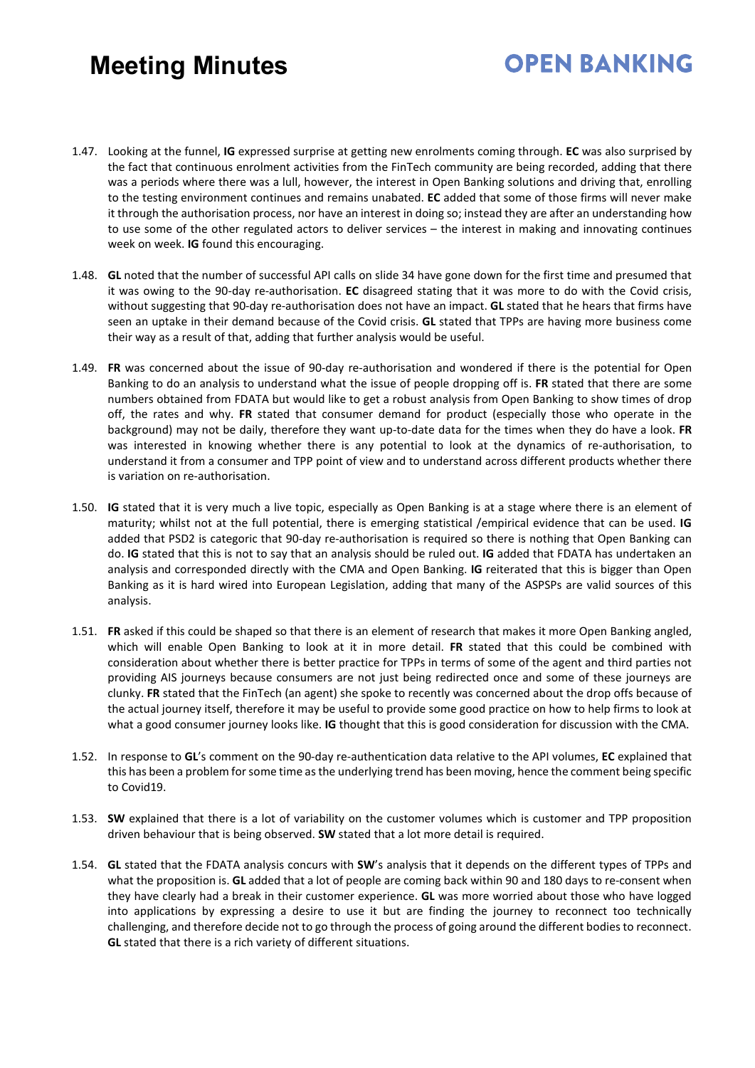1.47. Looking at the funnel, **IG** expressed surprise at getting new enrolments coming through. **EC** was also surprised by the fact that continuous enrolment activities from the FinTech community are being recorded, adding that there was a periods where there was a lull, however, the interest in Open Banking solutions and driving that, enrolling to the testing environment continues and remains unabated. **EC** added that some of those firms will never make it through the authorisation process, nor have an interest in doing so; instead they are after an understanding how to use some of the other regulated actors to deliver services – the interest in making and innovating continues week on week. **IG** found this encouraging.

1.48. **GL** noted that the number of successful API calls on slide 34 have gone down for the first time and presumed that it was owing to the 90-day re-authorisation. **EC** disagreed stating that it was more to do with the Covid crisis, without suggesting that 90-day re-authorisation does not have an impact. **GL** stated that he hears that firms have seen an uptake in their demand because of the Covid crisis. **GL** stated that TPPs are having more business come their way as a result of that, adding that further analysis would be useful.

1.49. **FR** was concerned about the issue of 90-day re-authorisation and wondered if there is the potential for Open Banking to do an analysis to understand what the issue of people dropping off is. **FR** stated that there are some numbers obtained from FDATA but would like to get a robust analysis from Open Banking to show times of drop off, the rates and why. **FR** stated that consumer demand for product (especially those who operate in the background) may not be daily, therefore they want up-to-date data for the times when they do have a look. **FR** was interested in knowing whether there is any potential to look at the dynamics of re-authorisation, to understand it from a consumer and TPP point of view and to understand across different products whether there is variation on re-authorisation.

1.50. **IG** stated that it is very much a live topic, especially as Open Banking is at a stage where there is an element of maturity; whilst not at the full potential, there is emerging statistical /empirical evidence that can be used. **IG** added that PSD2 is categoric that 90-day re-authorisation is required so there is nothing that Open Banking can do. **IG** stated that this is not to say that an analysis should be ruled out. **IG** added that FDATA has undertaken an analysis and corresponded directly with the CMA and Open Banking. **IG** reiterated that this is bigger than Open Banking as it is hard wired into European Legislation, adding that many of the ASPSPs are valid sources of this analysis.

1.51. **FR** asked if this could be shaped so that there is an element of research that makes it more Open Banking angled, which will enable Open Banking to look at it in more detail. **FR** stated that this could be combined with consideration about whether there is better practice for TPPs in terms of some of the agent and third parties not providing AIS journeys because consumers are not just being redirected once and some of these journeys are clunky. **FR** stated that the FinTech (an agent) she spoke to recently was concerned about the drop offs because of the actual journey itself, therefore it may be useful to provide some good practice on how to help firms to look at what a good consumer journey looks like. **IG** thought that this is good consideration for discussion with the CMA.

1.52. In response to **GL**'s comment on the 90-day re-authentication data relative to the API volumes, **EC** explained that this has been a problem for some time as the underlying trend has been moving, hence the comment being specific to Covid19.

1.53. **SW** explained that there is a lot of variability on the customer volumes which is customer and TPP proposition driven behaviour that is being observed. **SW** stated that a lot more detail is required.

1.54. **GL** stated that the FDATA analysis concurs with **SW**'s analysis that it depends on the different types of TPPs and what the proposition is. **GL** added that a lot of people are coming back within 90 and 180 days to re-consent when they have clearly had a break in their customer experience. **GL** was more worried about those who have logged into applications by expressing a desire to use it but are finding the journey to reconnect too technically challenging, and therefore decide not to go through the process of going around the different bodies to reconnect. **GL** stated that there is a rich variety of different situations.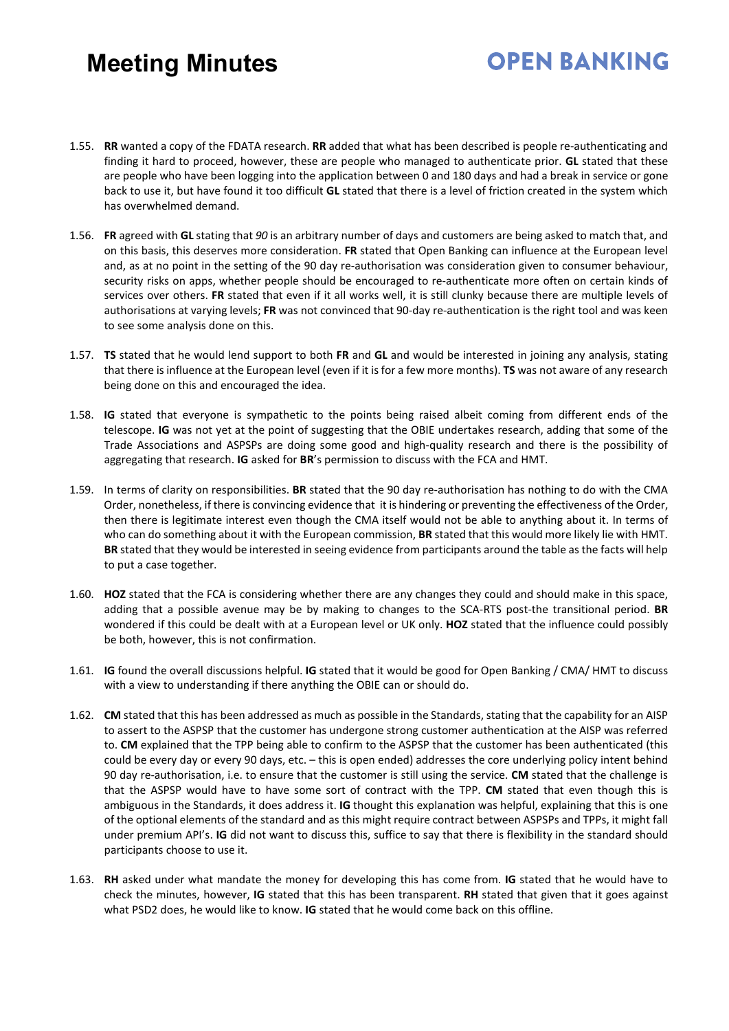1.55. **RR** wanted a copy of the FDATA research. **RR** added that what has been described is people re-authenticating and finding it hard to proceed, however, these are people who managed to authenticate prior. **GL** stated that these are people who have been logging into the application between 0 and 180 days and had a break in service or gone back to use it, but have found it too difficult **GL** stated that there is a level of friction created in the system which has overwhelmed demand.

1.56. **FR** agreed with **GL** stating that *90* is an arbitrary number of days and customers are being asked to match that, and on this basis, this deserves more consideration. **FR** stated that Open Banking can influence at the European level and, as at no point in the setting of the 90 day re-authorisation was consideration given to consumer behaviour, security risks on apps, whether people should be encouraged to re-authenticate more often on certain kinds of services over others. **FR** stated that even if it all works well, it is still clunky because there are multiple levels of authorisations at varying levels; **FR** was not convinced that 90-day re-authentication is the right tool and was keen to see some analysis done on this.

1.57. **TS** stated that he would lend support to both **FR** and **GL** and would be interested in joining any analysis, stating that there is influence at the European level (even if it is for a few more months). **TS** was not aware of any research being done on this and encouraged the idea.

1.58. **IG** stated that everyone is sympathetic to the points being raised albeit coming from different ends of the telescope. **IG** was not yet at the point of suggesting that the OBIE undertakes research, adding that some of the Trade Associations and ASPSPs are doing some good and high-quality research and there is the possibility of aggregating that research. **IG** asked for **BR**'s permission to discuss with the FCA and HMT.

1.59. In terms of clarity on responsibilities. **BR** stated that the 90 day re-authorisation has nothing to do with the CMA Order, nonetheless, if there is convincing evidence that it is hindering or preventing the effectiveness of the Order, then there is legitimate interest even though the CMA itself would not be able to anything about it. In terms of who can do something about it with the European commission, **BR** stated that this would more likely lie with HMT. **BR** stated that they would be interested in seeing evidence from participants around the table as the facts will help to put a case together.

1.60. **HOZ** stated that the FCA is considering whether there are any changes they could and should make in this space, adding that a possible avenue may be by making to changes to the SCA-RTS post-the transitional period. **BR** wondered if this could be dealt with at a European level or UK only. **HOZ** stated that the influence could possibly be both, however, this is not confirmation.

1.61. **IG** found the overall discussions helpful. **IG** stated that it would be good for Open Banking / CMA/ HMT to discuss with a view to understanding if there anything the OBIE can or should do.

1.62. **CM** stated that this has been addressed as much as possible in the Standards, stating that the capability for an AISP to assert to the ASPSP that the customer has undergone strong customer authentication at the AISP was referred to. **CM** explained that the TPP being able to confirm to the ASPSP that the customer has been authenticated (this could be every day or every 90 days, etc. – this is open ended) addresses the core underlying policy intent behind 90 day re-authorisation, i.e. to ensure that the customer is still using the service. **CM** stated that the challenge is that the ASPSP would have to have some sort of contract with the TPP. **CM** stated that even though this is ambiguous in the Standards, it does address it. **IG** thought this explanation was helpful, explaining that this is one of the optional elements of the standard and as this might require contract between ASPSPs and TPPs, it might fall under premium API's. **IG** did not want to discuss this, suffice to say that there is flexibility in the standard should participants choose to use it.

1.63. **RH** asked under what mandate the money for developing this has come from. **IG** stated that he would have to check the minutes, however, **IG** stated that this has been transparent. **RH** stated that given that it goes against what PSD2 does, he would like to know. **IG** stated that he would come back on this offline.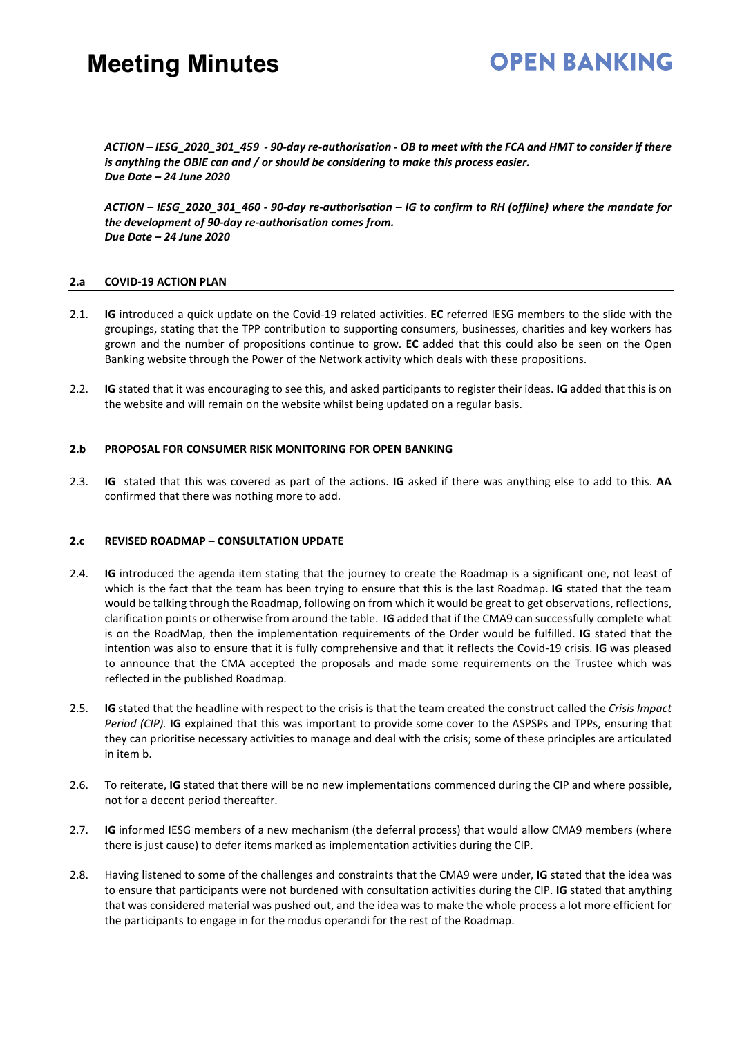***ACTION – IESG_2020_301_459 - 90-day re-authorisation - OB to meet with the FCA and HMT to consider if there is anything the OBIE can and / or should be considering to make this process easier.***
***Due Date – 24 June 2020***

***ACTION – IESG_2020_301_460 - 90-day re-authorisation – IG to confirm to RH (offline) where the mandate for the development of 90-day re-authorisation comes from.***
***Due Date – 24 June 2020***

### 2.a COVID-19 ACTION PLAN

2.1. **IG** introduced a quick update on the Covid-19 related activities. **EC** referred IESG members to the slide with the groupings, stating that the TPP contribution to supporting consumers, businesses, charities and key workers has grown and the number of propositions continue to grow. **EC** added that this could also be seen on the Open Banking website through the Power of the Network activity which deals with these propositions.

2.2. **IG** stated that it was encouraging to see this, and asked participants to register their ideas. **IG** added that this is on the website and will remain on the website whilst being updated on a regular basis.

### 2.b PROPOSAL FOR CONSUMER RISK MONITORING FOR OPEN BANKING

2.3. **IG** stated that this was covered as part of the actions. **IG** asked if there was anything else to add to this. **AA** confirmed that there was nothing more to add.

### 2.c REVISED ROADMAP – CONSULTATION UPDATE

2.4. **IG** introduced the agenda item stating that the journey to create the Roadmap is a significant one, not least of which is the fact that the team has been trying to ensure that this is the last Roadmap. **IG** stated that the team would be talking through the Roadmap, following on from which it would be great to get observations, reflections, clarification points or otherwise from around the table. **IG** added that if the CMA9 can successfully complete what is on the RoadMap, then the implementation requirements of the Order would be fulfilled. **IG** stated that the intention was also to ensure that it is fully comprehensive and that it reflects the Covid-19 crisis. **IG** was pleased to announce that the CMA accepted the proposals and made some requirements on the Trustee which was reflected in the published Roadmap.

2.5. **IG** stated that the headline with respect to the crisis is that the team created the construct called the *Crisis Impact Period (CIP).* **IG** explained that this was important to provide some cover to the ASPSPs and TPPs, ensuring that they can prioritise necessary activities to manage and deal with the crisis; some of these principles are articulated in item b.

2.6. To reiterate, **IG** stated that there will be no new implementations commenced during the CIP and where possible, not for a decent period thereafter.

2.7. **IG** informed IESG members of a new mechanism (the deferral process) that would allow CMA9 members (where there is just cause) to defer items marked as implementation activities during the CIP.

2.8. Having listened to some of the challenges and constraints that the CMA9 were under, **IG** stated that the idea was to ensure that participants were not burdened with consultation activities during the CIP. **IG** stated that anything that was considered material was pushed out, and the idea was to make the whole process a lot more efficient for the participants to engage in for the modus operandi for the rest of the Roadmap.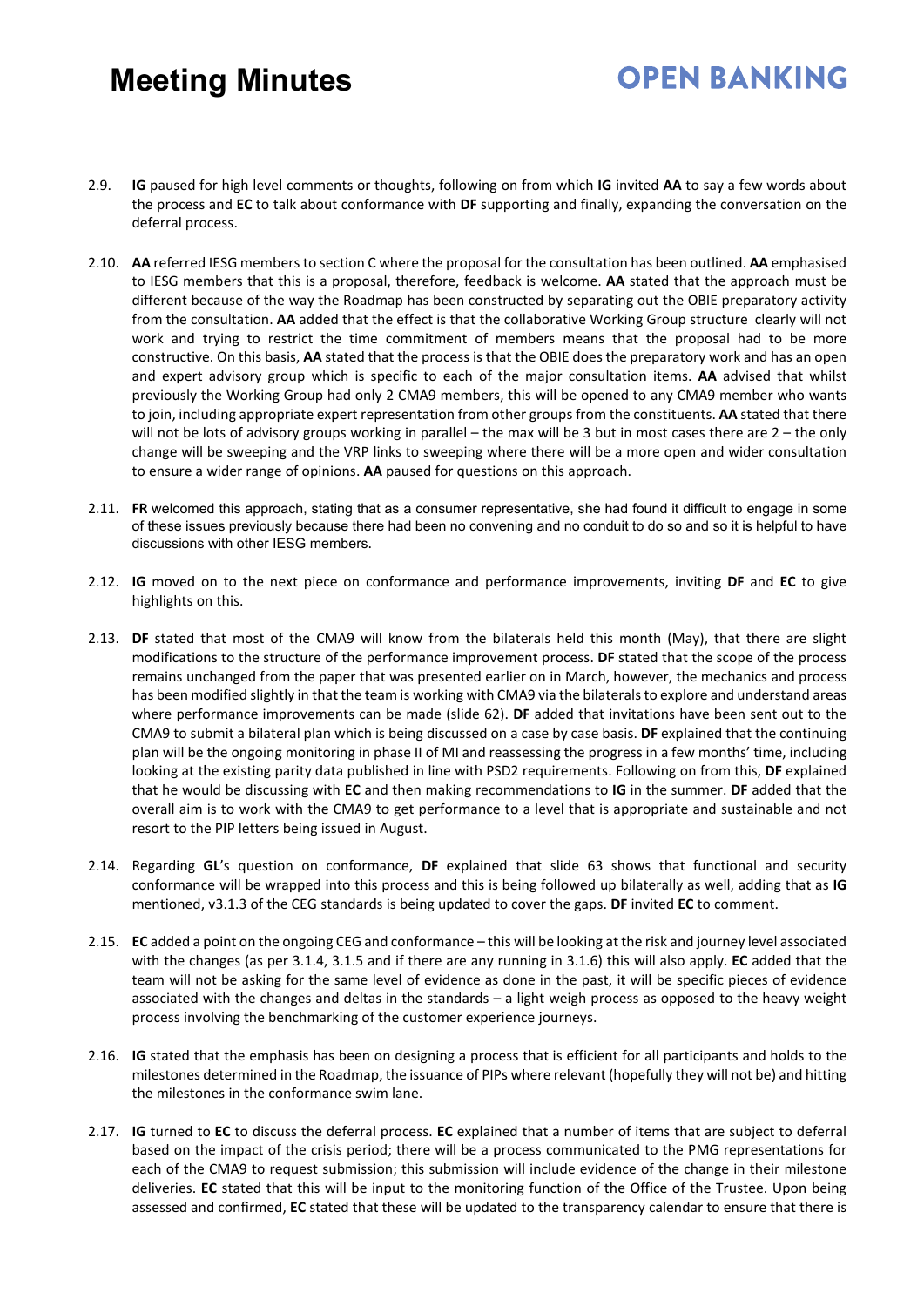2.9. **IG** paused for high level comments or thoughts, following on from which **IG** invited **AA** to say a few words about the process and **EC** to talk about conformance with **DF** supporting and finally, expanding the conversation on the deferral process.

2.10. **AA** referred IESG members to section C where the proposal for the consultation has been outlined. **AA** emphasised to IESG members that this is a proposal, therefore, feedback is welcome. **AA** stated that the approach must be different because of the way the Roadmap has been constructed by separating out the OBIE preparatory activity from the consultation. **AA** added that the effect is that the collaborative Working Group structure clearly will not work and trying to restrict the time commitment of members means that the proposal had to be more constructive. On this basis, **AA** stated that the process is that the OBIE does the preparatory work and has an open and expert advisory group which is specific to each of the major consultation items. **AA** advised that whilst previously the Working Group had only 2 CMA9 members, this will be opened to any CMA9 member who wants to join, including appropriate expert representation from other groups from the constituents. **AA** stated that there will not be lots of advisory groups working in parallel – the max will be 3 but in most cases there are 2 – the only change will be sweeping and the VRP links to sweeping where there will be a more open and wider consultation to ensure a wider range of opinions. **AA** paused for questions on this approach.

2.11. **FR** welcomed this approach, stating that as a consumer representative, she had found it difficult to engage in some of these issues previously because there had been no convening and no conduit to do so and so it is helpful to have discussions with other IESG members.

2.12. **IG** moved on to the next piece on conformance and performance improvements, inviting **DF** and **EC** to give highlights on this.

2.13. **DF** stated that most of the CMA9 will know from the bilaterals held this month (May), that there are slight modifications to the structure of the performance improvement process. **DF** stated that the scope of the process remains unchanged from the paper that was presented earlier on in March, however, the mechanics and process has been modified slightly in that the team is working with CMA9 via the bilaterals to explore and understand areas where performance improvements can be made (slide 62). **DF** added that invitations have been sent out to the CMA9 to submit a bilateral plan which is being discussed on a case by case basis. **DF** explained that the continuing plan will be the ongoing monitoring in phase II of MI and reassessing the progress in a few months' time, including looking at the existing parity data published in line with PSD2 requirements. Following on from this, **DF** explained that he would be discussing with **EC** and then making recommendations to **IG** in the summer. **DF** added that the overall aim is to work with the CMA9 to get performance to a level that is appropriate and sustainable and not resort to the PIP letters being issued in August.

2.14. Regarding **GL**'s question on conformance, **DF** explained that slide 63 shows that functional and security conformance will be wrapped into this process and this is being followed up bilaterally as well, adding that as **IG** mentioned, v3.1.3 of the CEG standards is being updated to cover the gaps. **DF** invited **EC** to comment.

2.15. **EC** added a point on the ongoing CEG and conformance – this will be looking at the risk and journey level associated with the changes (as per 3.1.4, 3.1.5 and if there are any running in 3.1.6) this will also apply. **EC** added that the team will not be asking for the same level of evidence as done in the past, it will be specific pieces of evidence associated with the changes and deltas in the standards – a light weigh process as opposed to the heavy weight process involving the benchmarking of the customer experience journeys.

2.16. **IG** stated that the emphasis has been on designing a process that is efficient for all participants and holds to the milestones determined in the Roadmap, the issuance of PIPs where relevant (hopefully they will not be) and hitting the milestones in the conformance swim lane.

2.17. **IG** turned to **EC** to discuss the deferral process. **EC** explained that a number of items that are subject to deferral based on the impact of the crisis period; there will be a process communicated to the PMG representations for each of the CMA9 to request submission; this submission will include evidence of the change in their milestone deliveries. **EC** stated that this will be input to the monitoring function of the Office of the Trustee. Upon being assessed and confirmed, **EC** stated that these will be updated to the transparency calendar to ensure that there is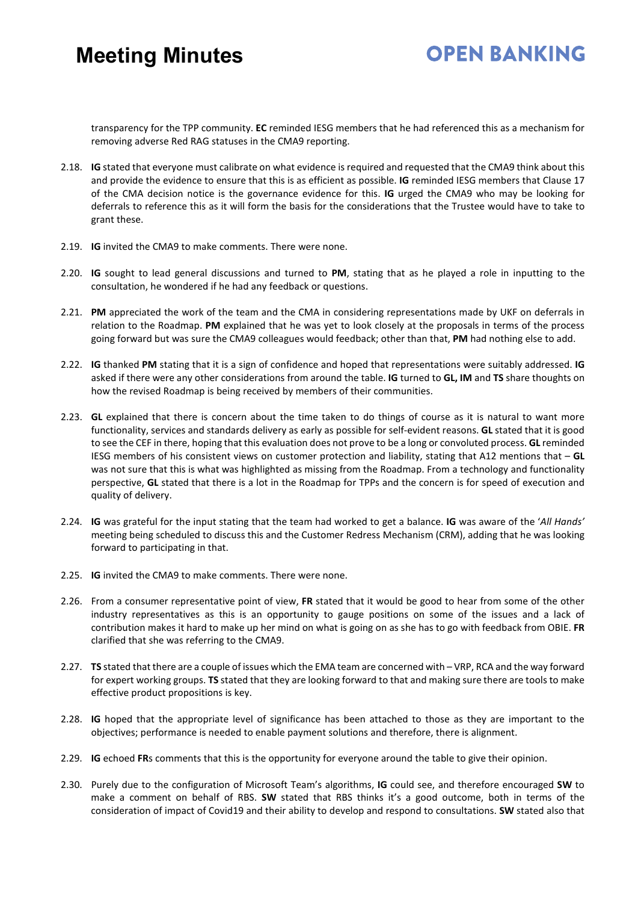transparency for the TPP community. **EC** reminded IESG members that he had referenced this as a mechanism for removing adverse Red RAG statuses in the CMA9 reporting.

2.18. **IG** stated that everyone must calibrate on what evidence is required and requested that the CMA9 think about this and provide the evidence to ensure that this is as efficient as possible. **IG** reminded IESG members that Clause 17 of the CMA decision notice is the governance evidence for this. **IG** urged the CMA9 who may be looking for deferrals to reference this as it will form the basis for the considerations that the Trustee would have to take to grant these.

2.19. **IG** invited the CMA9 to make comments. There were none.

2.20. **IG** sought to lead general discussions and turned to **PM**, stating that as he played a role in inputting to the consultation, he wondered if he had any feedback or questions.

2.21. **PM** appreciated the work of the team and the CMA in considering representations made by UKF on deferrals in relation to the Roadmap. **PM** explained that he was yet to look closely at the proposals in terms of the process going forward but was sure the CMA9 colleagues would feedback; other than that, **PM** had nothing else to add.

2.22. **IG** thanked **PM** stating that it is a sign of confidence and hoped that representations were suitably addressed. **IG** asked if there were any other considerations from around the table. **IG** turned to **GL, IM** and **TS** share thoughts on how the revised Roadmap is being received by members of their communities.

2.23. **GL** explained that there is concern about the time taken to do things of course as it is natural to want more functionality, services and standards delivery as early as possible for self-evident reasons. **GL** stated that it is good to see the CEF in there, hoping that this evaluation does not prove to be a long or convoluted process. **GL** reminded IESG members of his consistent views on customer protection and liability, stating that A12 mentions that – **GL** was not sure that this is what was highlighted as missing from the Roadmap. From a technology and functionality perspective, **GL** stated that there is a lot in the Roadmap for TPPs and the concern is for speed of execution and quality of delivery.

2.24. **IG** was grateful for the input stating that the team had worked to get a balance. **IG** was aware of the '*All Hands'* meeting being scheduled to discuss this and the Customer Redress Mechanism (CRM), adding that he was looking forward to participating in that.

2.25. **IG** invited the CMA9 to make comments. There were none.

2.26. From a consumer representative point of view, **FR** stated that it would be good to hear from some of the other industry representatives as this is an opportunity to gauge positions on some of the issues and a lack of contribution makes it hard to make up her mind on what is going on as she has to go with feedback from OBIE. **FR** clarified that she was referring to the CMA9.

2.27. **TS** stated that there are a couple of issues which the EMA team are concerned with – VRP, RCA and the way forward for expert working groups. **TS** stated that they are looking forward to that and making sure there are tools to make effective product propositions is key.

2.28. **IG** hoped that the appropriate level of significance has been attached to those as they are important to the objectives; performance is needed to enable payment solutions and therefore, there is alignment.

2.29. **IG** echoed **FR**s comments that this is the opportunity for everyone around the table to give their opinion.

2.30. Purely due to the configuration of Microsoft Team's algorithms, **IG** could see, and therefore encouraged **SW** to make a comment on behalf of RBS. **SW** stated that RBS thinks it's a good outcome, both in terms of the consideration of impact of Covid19 and their ability to develop and respond to consultations. **SW** stated also that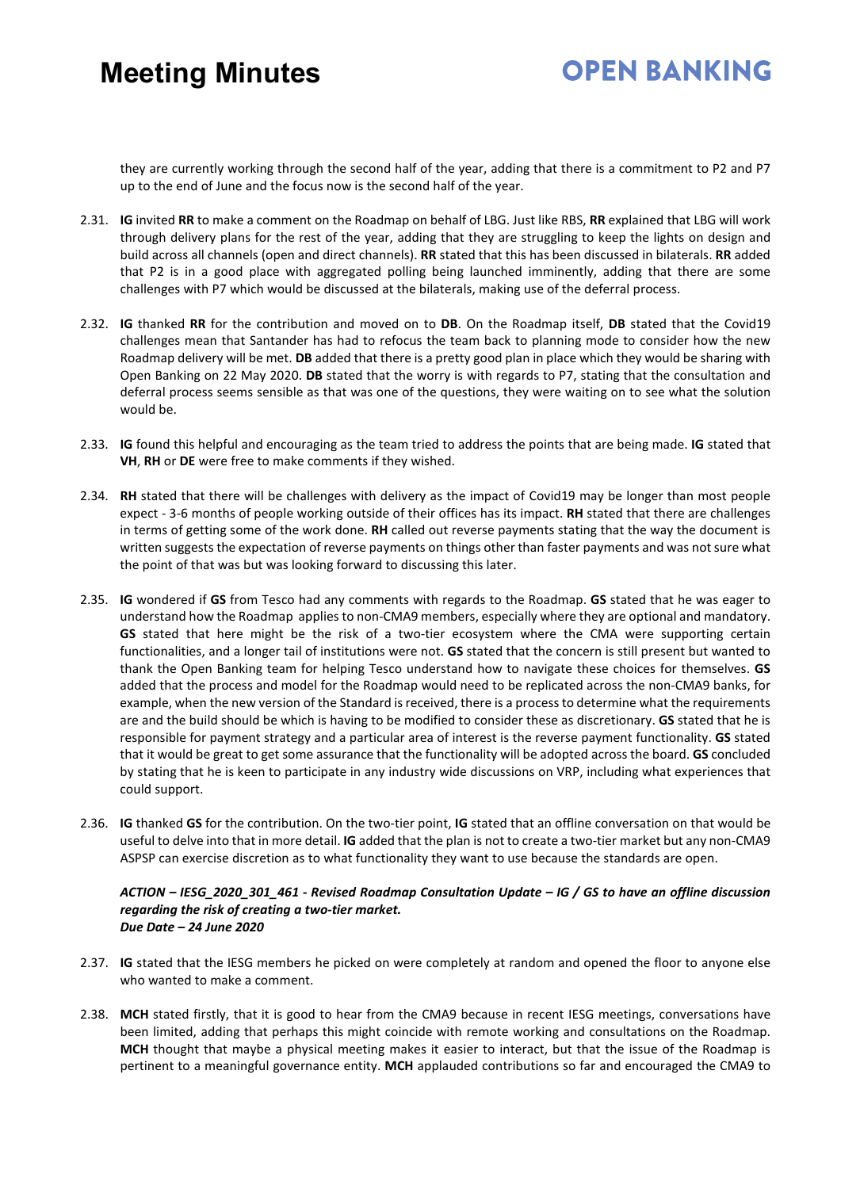they are currently working through the second half of the year, adding that there is a commitment to P2 and P7 up to the end of June and the focus now is the second half of the year.

2.31. **IG** invited **RR** to make a comment on the Roadmap on behalf of LBG. Just like RBS, **RR** explained that LBG will work through delivery plans for the rest of the year, adding that they are struggling to keep the lights on design and build across all channels (open and direct channels). **RR** stated that this has been discussed in bilaterals. **RR** added that P2 is in a good place with aggregated polling being launched imminently, adding that there are some challenges with P7 which would be discussed at the bilaterals, making use of the deferral process.

2.32. **IG** thanked **RR** for the contribution and moved on to **DB**. On the Roadmap itself, **DB** stated that the Covid19 challenges mean that Santander has had to refocus the team back to planning mode to consider how the new Roadmap delivery will be met. **DB** added that there is a pretty good plan in place which they would be sharing with Open Banking on 22 May 2020. **DB** stated that the worry is with regards to P7, stating that the consultation and deferral process seems sensible as that was one of the questions, they were waiting on to see what the solution would be.

2.33. **IG** found this helpful and encouraging as the team tried to address the points that are being made. **IG** stated that **VH**, **RH** or **DE** were free to make comments if they wished.

2.34. **RH** stated that there will be challenges with delivery as the impact of Covid19 may be longer than most people expect - 3-6 months of people working outside of their offices has its impact. **RH** stated that there are challenges in terms of getting some of the work done. **RH** called out reverse payments stating that the way the document is written suggests the expectation of reverse payments on things other than faster payments and was not sure what the point of that was but was looking forward to discussing this later.

2.35. **IG** wondered if **GS** from Tesco had any comments with regards to the Roadmap. **GS** stated that he was eager to understand how the Roadmap applies to non-CMA9 members, especially where they are optional and mandatory. **GS** stated that here might be the risk of a two-tier ecosystem where the CMA were supporting certain functionalities, and a longer tail of institutions were not. **GS** stated that the concern is still present but wanted to thank the Open Banking team for helping Tesco understand how to navigate these choices for themselves. **GS** added that the process and model for the Roadmap would need to be replicated across the non-CMA9 banks, for example, when the new version of the Standard is received, there is a process to determine what the requirements are and the build should be which is having to be modified to consider these as discretionary. **GS** stated that he is responsible for payment strategy and a particular area of interest is the reverse payment functionality. **GS** stated that it would be great to get some assurance that the functionality will be adopted across the board. **GS** concluded by stating that he is keen to participate in any industry wide discussions on VRP, including what experiences that could support.

2.36. **IG** thanked **GS** for the contribution. On the two-tier point, **IG** stated that an offline conversation on that would be useful to delve into that in more detail. **IG** added that the plan is not to create a two-tier market but any non-CMA9 ASPSP can exercise discretion as to what functionality they want to use because the standards are open.

***ACTION – IESG_2020_301_461 - Revised Roadmap Consultation Update – IG / GS to have an offline discussion regarding the risk of creating a two-tier market.***
***Due Date – 24 June 2020***

2.37. **IG** stated that the IESG members he picked on were completely at random and opened the floor to anyone else who wanted to make a comment.

2.38. **MCH** stated firstly, that it is good to hear from the CMA9 because in recent IESG meetings, conversations have been limited, adding that perhaps this might coincide with remote working and consultations on the Roadmap. **MCH** thought that maybe a physical meeting makes it easier to interact, but that the issue of the Roadmap is pertinent to a meaningful governance entity. **MCH** applauded contributions so far and encouraged the CMA9 to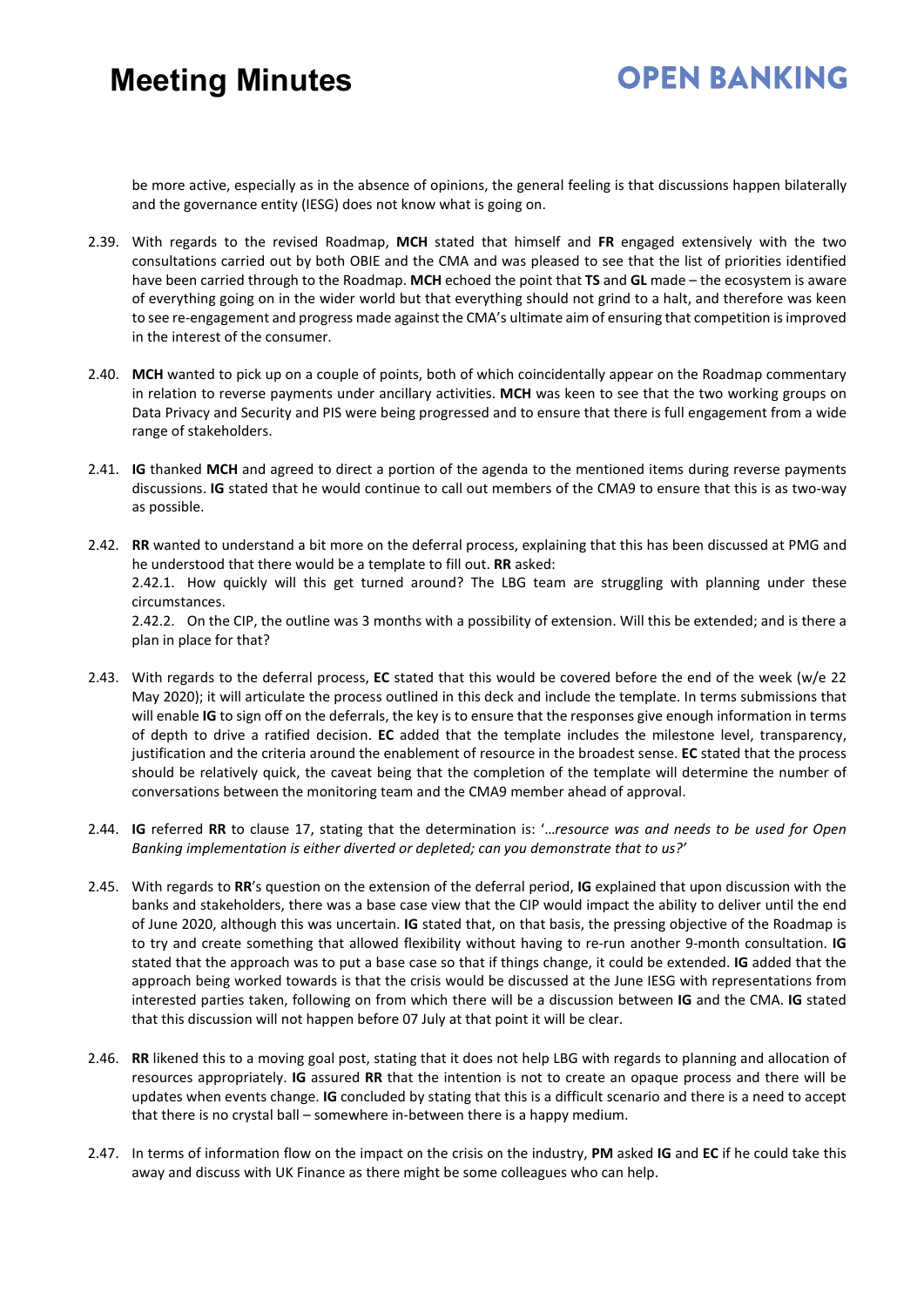be more active, especially as in the absence of opinions, the general feeling is that discussions happen bilaterally and the governance entity (IESG) does not know what is going on.

2.39. With regards to the revised Roadmap, **MCH** stated that himself and **FR** engaged extensively with the two consultations carried out by both OBIE and the CMA and was pleased to see that the list of priorities identified have been carried through to the Roadmap. **MCH** echoed the point that **TS** and **GL** made – the ecosystem is aware of everything going on in the wider world but that everything should not grind to a halt, and therefore was keen to see re-engagement and progress made against the CMA's ultimate aim of ensuring that competition is improved in the interest of the consumer.

2.40. **MCH** wanted to pick up on a couple of points, both of which coincidentally appear on the Roadmap commentary in relation to reverse payments under ancillary activities. **MCH** was keen to see that the two working groups on Data Privacy and Security and PIS were being progressed and to ensure that there is full engagement from a wide range of stakeholders.

2.41. **IG** thanked **MCH** and agreed to direct a portion of the agenda to the mentioned items during reverse payments discussions. **IG** stated that he would continue to call out members of the CMA9 to ensure that this is as two-way as possible.

2.42. **RR** wanted to understand a bit more on the deferral process, explaining that this has been discussed at PMG and he understood that there would be a template to fill out. **RR** asked:
2.42.1. How quickly will this get turned around? The LBG team are struggling with planning under these circumstances.
2.42.2. On the CIP, the outline was 3 months with a possibility of extension. Will this be extended; and is there a plan in place for that?

2.43. With regards to the deferral process, **EC** stated that this would be covered before the end of the week (w/e 22 May 2020); it will articulate the process outlined in this deck and include the template. In terms submissions that will enable **IG** to sign off on the deferrals, the key is to ensure that the responses give enough information in terms of depth to drive a ratified decision. **EC** added that the template includes the milestone level, transparency, justification and the criteria around the enablement of resource in the broadest sense. **EC** stated that the process should be relatively quick, the caveat being that the completion of the template will determine the number of conversations between the monitoring team and the CMA9 member ahead of approval.

2.44. **IG** referred **RR** to clause 17, stating that the determination is: '*…resource was and needs to be used for Open Banking implementation is either diverted or depleted; can you demonstrate that to us?*'

2.45. With regards to **RR**'s question on the extension of the deferral period, **IG** explained that upon discussion with the banks and stakeholders, there was a base case view that the CIP would impact the ability to deliver until the end of June 2020, although this was uncertain. **IG** stated that, on that basis, the pressing objective of the Roadmap is to try and create something that allowed flexibility without having to re-run another 9-month consultation. **IG** stated that the approach was to put a base case so that if things change, it could be extended. **IG** added that the approach being worked towards is that the crisis would be discussed at the June IESG with representations from interested parties taken, following on from which there will be a discussion between **IG** and the CMA. **IG** stated that this discussion will not happen before 07 July at that point it will be clear.

2.46. **RR** likened this to a moving goal post, stating that it does not help LBG with regards to planning and allocation of resources appropriately. **IG** assured **RR** that the intention is not to create an opaque process and there will be updates when events change. **IG** concluded by stating that this is a difficult scenario and there is a need to accept that there is no crystal ball – somewhere in-between there is a happy medium.

2.47. In terms of information flow on the impact on the crisis on the industry, **PM** asked **IG** and **EC** if he could take this away and discuss with UK Finance as there might be some colleagues who can help.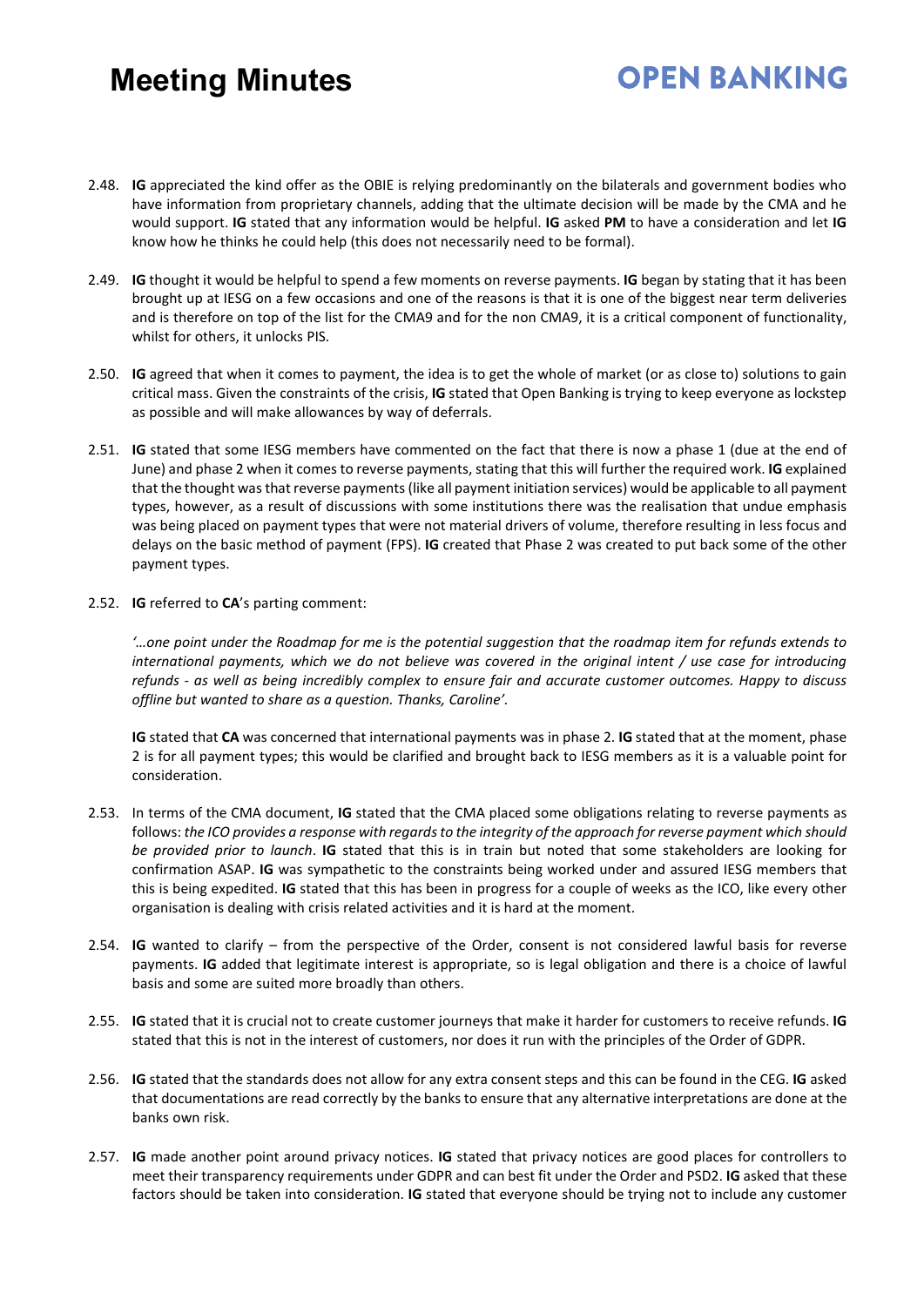2.48. **IG** appreciated the kind offer as the OBIE is relying predominantly on the bilaterals and government bodies who have information from proprietary channels, adding that the ultimate decision will be made by the CMA and he would support. **IG** stated that any information would be helpful. **IG** asked **PM** to have a consideration and let **IG** know how he thinks he could help (this does not necessarily need to be formal).

2.49. **IG** thought it would be helpful to spend a few moments on reverse payments. **IG** began by stating that it has been brought up at IESG on a few occasions and one of the reasons is that it is one of the biggest near term deliveries and is therefore on top of the list for the CMA9 and for the non CMA9, it is a critical component of functionality, whilst for others, it unlocks PIS.

2.50. **IG** agreed that when it comes to payment, the idea is to get the whole of market (or as close to) solutions to gain critical mass. Given the constraints of the crisis, **IG** stated that Open Banking is trying to keep everyone as lockstep as possible and will make allowances by way of deferrals.

2.51. **IG** stated that some IESG members have commented on the fact that there is now a phase 1 (due at the end of June) and phase 2 when it comes to reverse payments, stating that this will further the required work. **IG** explained that the thought was that reverse payments (like all payment initiation services) would be applicable to all payment types, however, as a result of discussions with some institutions there was the realisation that undue emphasis was being placed on payment types that were not material drivers of volume, therefore resulting in less focus and delays on the basic method of payment (FPS). **IG** created that Phase 2 was created to put back some of the other payment types.

2.52. **IG** referred to **CA**'s parting comment:

*'…one point under the Roadmap for me is the potential suggestion that the roadmap item for refunds extends to international payments, which we do not believe was covered in the original intent / use case for introducing refunds - as well as being incredibly complex to ensure fair and accurate customer outcomes. Happy to discuss offline but wanted to share as a question. Thanks, Caroline'.*

**IG** stated that **CA** was concerned that international payments was in phase 2. **IG** stated that at the moment, phase 2 is for all payment types; this would be clarified and brought back to IESG members as it is a valuable point for consideration.

2.53. In terms of the CMA document, **IG** stated that the CMA placed some obligations relating to reverse payments as follows: *the ICO provides a response with regards to the integrity of the approach for reverse payment which should be provided prior to launch*. **IG** stated that this is in train but noted that some stakeholders are looking for confirmation ASAP. **IG** was sympathetic to the constraints being worked under and assured IESG members that this is being expedited. **IG** stated that this has been in progress for a couple of weeks as the ICO, like every other organisation is dealing with crisis related activities and it is hard at the moment.

2.54. **IG** wanted to clarify – from the perspective of the Order, consent is not considered lawful basis for reverse payments. **IG** added that legitimate interest is appropriate, so is legal obligation and there is a choice of lawful basis and some are suited more broadly than others.

2.55. **IG** stated that it is crucial not to create customer journeys that make it harder for customers to receive refunds. **IG** stated that this is not in the interest of customers, nor does it run with the principles of the Order of GDPR.

2.56. **IG** stated that the standards does not allow for any extra consent steps and this can be found in the CEG. **IG** asked that documentations are read correctly by the banks to ensure that any alternative interpretations are done at the banks own risk.

2.57. **IG** made another point around privacy notices. **IG** stated that privacy notices are good places for controllers to meet their transparency requirements under GDPR and can best fit under the Order and PSD2. **IG** asked that these factors should be taken into consideration. **IG** stated that everyone should be trying not to include any customer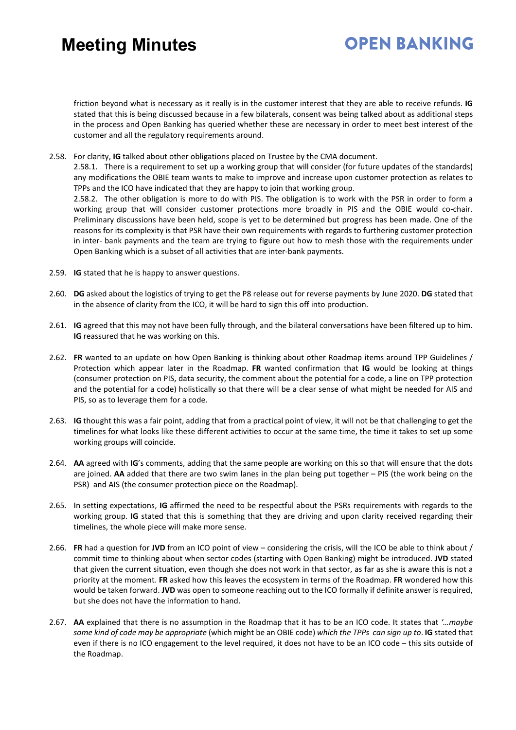friction beyond what is necessary as it really is in the customer interest that they are able to receive refunds. **IG** stated that this is being discussed because in a few bilaterals, consent was being talked about as additional steps in the process and Open Banking has queried whether these are necessary in order to meet best interest of the customer and all the regulatory requirements around.

2.58. For clarity, **IG** talked about other obligations placed on Trustee by the CMA document.

2.58.1. There is a requirement to set up a working group that will consider (for future updates of the standards) any modifications the OBIE team wants to make to improve and increase upon customer protection as relates to TPPs and the ICO have indicated that they are happy to join that working group.

2.58.2. The other obligation is more to do with PIS. The obligation is to work with the PSR in order to form a working group that will consider customer protections more broadly in PIS and the OBIE would co-chair. Preliminary discussions have been held, scope is yet to be determined but progress has been made. One of the reasons for its complexity is that PSR have their own requirements with regards to furthering customer protection in inter- bank payments and the team are trying to figure out how to mesh those with the requirements under Open Banking which is a subset of all activities that are inter-bank payments.

2.59. **IG** stated that he is happy to answer questions.

2.60. **DG** asked about the logistics of trying to get the P8 release out for reverse payments by June 2020. **DG** stated that in the absence of clarity from the ICO, it will be hard to sign this off into production.

2.61. **IG** agreed that this may not have been fully through, and the bilateral conversations have been filtered up to him. **IG** reassured that he was working on this.

2.62. **FR** wanted to an update on how Open Banking is thinking about other Roadmap items around TPP Guidelines / Protection which appear later in the Roadmap. **FR** wanted confirmation that **IG** would be looking at things (consumer protection on PIS, data security, the comment about the potential for a code, a line on TPP protection and the potential for a code) holistically so that there will be a clear sense of what might be needed for AIS and PIS, so as to leverage them for a code.

2.63. **IG** thought this was a fair point, adding that from a practical point of view, it will not be that challenging to get the timelines for what looks like these different activities to occur at the same time, the time it takes to set up some working groups will coincide.

2.64. **AA** agreed with **IG**'s comments, adding that the same people are working on this so that will ensure that the dots are joined. **AA** added that there are two swim lanes in the plan being put together – PIS (the work being on the PSR) and AIS (the consumer protection piece on the Roadmap).

2.65. In setting expectations, **IG** affirmed the need to be respectful about the PSRs requirements with regards to the working group. **IG** stated that this is something that they are driving and upon clarity received regarding their timelines, the whole piece will make more sense.

2.66. **FR** had a question for **JVD** from an ICO point of view – considering the crisis, will the ICO be able to think about / commit time to thinking about when sector codes (starting with Open Banking) might be introduced. **JVD** stated that given the current situation, even though she does not work in that sector, as far as she is aware this is not a priority at the moment. **FR** asked how this leaves the ecosystem in terms of the Roadmap. **FR** wondered how this would be taken forward. **JVD** was open to someone reaching out to the ICO formally if definite answer is required, but she does not have the information to hand.

2.67. **AA** explained that there is no assumption in the Roadmap that it has to be an ICO code. It states that *'…maybe some kind of code may be appropriate* (which might be an OBIE code) *which the TPPs can sign up to*. **IG** stated that even if there is no ICO engagement to the level required, it does not have to be an ICO code – this sits outside of the Roadmap.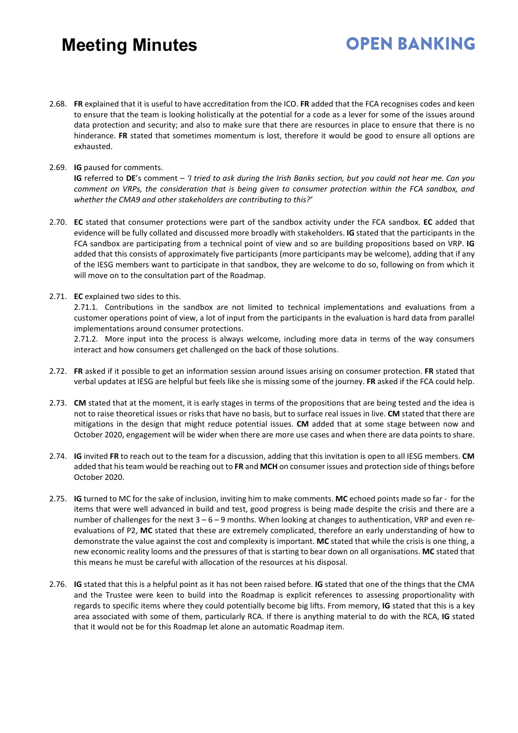2.68. **FR** explained that it is useful to have accreditation from the ICO. **FR** added that the FCA recognises codes and keen to ensure that the team is looking holistically at the potential for a code as a lever for some of the issues around data protection and security; and also to make sure that there are resources in place to ensure that there is no hinderance. **FR** stated that sometimes momentum is lost, therefore it would be good to ensure all options are exhausted.

2.69. **IG** paused for comments.
**IG** referred to **DE**'s comment – *'I tried to ask during the Irish Banks section, but you could not hear me. Can you comment on VRPs, the consideration that is being given to consumer protection within the FCA sandbox, and whether the CMA9 and other stakeholders are contributing to this?'*

2.70. **EC** stated that consumer protections were part of the sandbox activity under the FCA sandbox. **EC** added that evidence will be fully collated and discussed more broadly with stakeholders. **IG** stated that the participants in the FCA sandbox are participating from a technical point of view and so are building propositions based on VRP. **IG** added that this consists of approximately five participants (more participants may be welcome), adding that if any of the IESG members want to participate in that sandbox, they are welcome to do so, following on from which it will move on to the consultation part of the Roadmap.

2.71. **EC** explained two sides to this.
2.71.1. Contributions in the sandbox are not limited to technical implementations and evaluations from a customer operations point of view, a lot of input from the participants in the evaluation is hard data from parallel implementations around consumer protections.
2.71.2. More input into the process is always welcome, including more data in terms of the way consumers interact and how consumers get challenged on the back of those solutions.

2.72. **FR** asked if it possible to get an information session around issues arising on consumer protection. **FR** stated that verbal updates at IESG are helpful but feels like she is missing some of the journey. **FR** asked if the FCA could help.

2.73. **CM** stated that at the moment, it is early stages in terms of the propositions that are being tested and the idea is not to raise theoretical issues or risks that have no basis, but to surface real issues in live. **CM** stated that there are mitigations in the design that might reduce potential issues. **CM** added that at some stage between now and October 2020, engagement will be wider when there are more use cases and when there are data points to share.

2.74. **IG** invited **FR** to reach out to the team for a discussion, adding that this invitation is open to all IESG members. **CM** added that his team would be reaching out to **FR** and **MCH** on consumer issues and protection side of things before October 2020.

2.75. **IG** turned to MC for the sake of inclusion, inviting him to make comments. **MC** echoed points made so far - for the items that were well advanced in build and test, good progress is being made despite the crisis and there are a number of challenges for the next 3 – 6 – 9 months. When looking at changes to authentication, VRP and even re-evaluations of P2, **MC** stated that these are extremely complicated, therefore an early understanding of how to demonstrate the value against the cost and complexity is important. **MC** stated that while the crisis is one thing, a new economic reality looms and the pressures of that is starting to bear down on all organisations. **MC** stated that this means he must be careful with allocation of the resources at his disposal.

2.76. **IG** stated that this is a helpful point as it has not been raised before. **IG** stated that one of the things that the CMA and the Trustee were keen to build into the Roadmap is explicit references to assessing proportionality with regards to specific items where they could potentially become big lifts. From memory, **IG** stated that this is a key area associated with some of them, particularly RCA. If there is anything material to do with the RCA, **IG** stated that it would not be for this Roadmap let alone an automatic Roadmap item.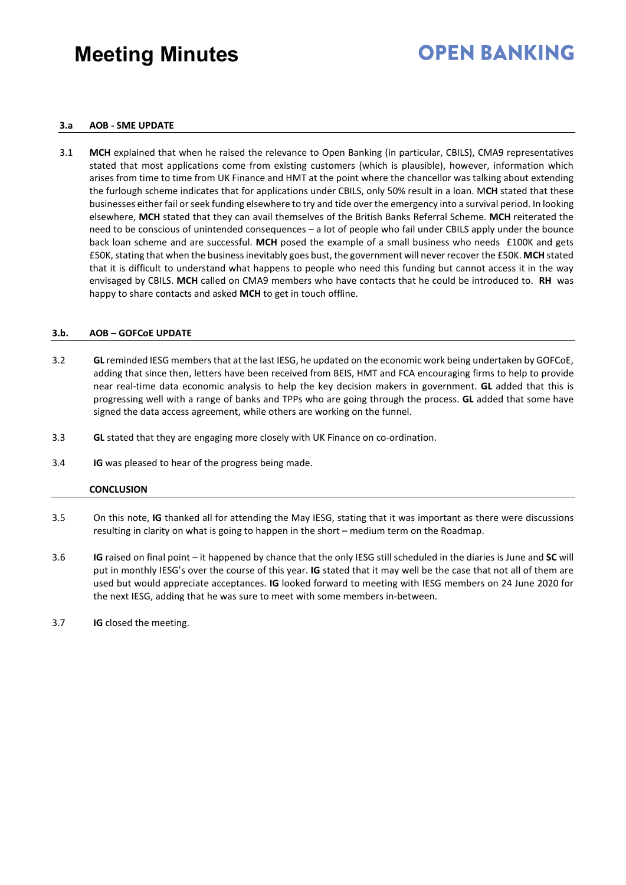### 3.a AOB - SME UPDATE

3.1 **MCH** explained that when he raised the relevance to Open Banking (in particular, CBILS), CMA9 representatives stated that most applications come from existing customers (which is plausible), however, information which arises from time to time from UK Finance and HMT at the point where the chancellor was talking about extending the furlough scheme indicates that for applications under CBILS, only 50% result in a loan. M**CH** stated that these businesses either fail or seek funding elsewhere to try and tide over the emergency into a survival period. In looking elsewhere, **MCH** stated that they can avail themselves of the British Banks Referral Scheme. **MCH** reiterated the need to be conscious of unintended consequences – a lot of people who fail under CBILS apply under the bounce back loan scheme and are successful. **MCH** posed the example of a small business who needs £100K and gets £50K, stating that when the business inevitably goes bust, the government will never recover the £50K. **MCH** stated that it is difficult to understand what happens to people who need this funding but cannot access it in the way envisaged by CBILS. **MCH** called on CMA9 members who have contacts that he could be introduced to. **RH** was happy to share contacts and asked **MCH** to get in touch offline.

### 3.b. AOB – GOFCoE UPDATE

3.2 **GL** reminded IESG members that at the last IESG, he updated on the economic work being undertaken by GOFCoE, adding that since then, letters have been received from BEIS, HMT and FCA encouraging firms to help to provide near real-time data economic analysis to help the key decision makers in government. **GL** added that this is progressing well with a range of banks and TPPs who are going through the process. **GL** added that some have signed the data access agreement, while others are working on the funnel.

3.3 **GL** stated that they are engaging more closely with UK Finance on co-ordination.

3.4 **IG** was pleased to hear of the progress being made.

### CONCLUSION

3.5 On this note, **IG** thanked all for attending the May IESG, stating that it was important as there were discussions resulting in clarity on what is going to happen in the short – medium term on the Roadmap.

3.6 **IG** raised on final point – it happened by chance that the only IESG still scheduled in the diaries is June and **SC** will put in monthly IESG's over the course of this year. **IG** stated that it may well be the case that not all of them are used but would appreciate acceptances. **IG** looked forward to meeting with IESG members on 24 June 2020 for the next IESG, adding that he was sure to meet with some members in-between.

3.7 **IG** closed the meeting.